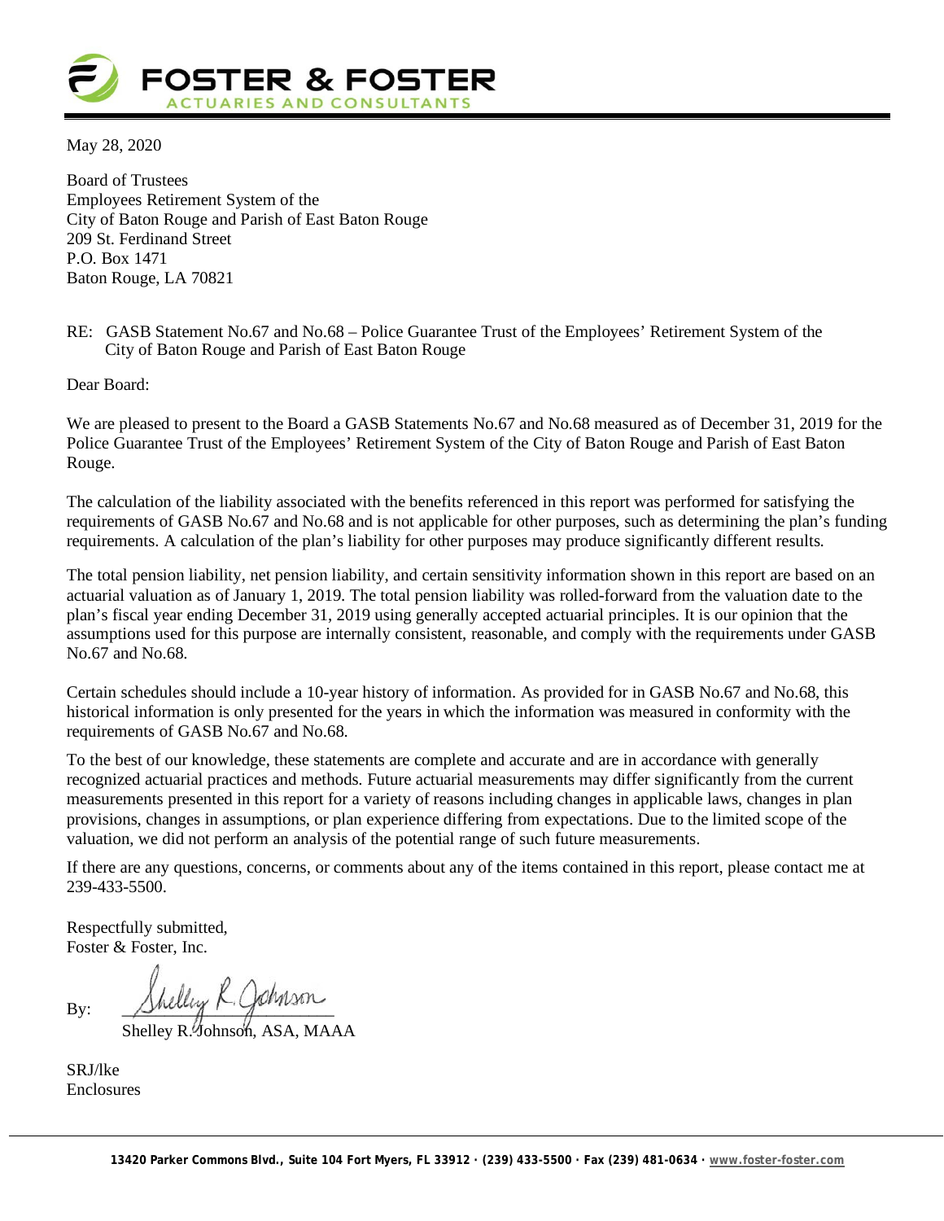**FOSTER & FOSTER**
ACTUARIES AND CONSULTANTS

May 28, 2020

Board of Trustees
Employees Retirement System of the
City of Baton Rouge and Parish of East Baton Rouge
209 St. Ferdinand Street
P.O. Box 1471
Baton Rouge, LA 70821

RE: GASB Statement No.67 and No.68 – Police Guarantee Trust of the Employees' Retirement System of the City of Baton Rouge and Parish of East Baton Rouge

Dear Board:

We are pleased to present to the Board a GASB Statements No.67 and No.68 measured as of December 31, 2019 for the Police Guarantee Trust of the Employees' Retirement System of the City of Baton Rouge and Parish of East Baton Rouge.

The calculation of the liability associated with the benefits referenced in this report was performed for satisfying the requirements of GASB No.67 and No.68 and is not applicable for other purposes, such as determining the plan's funding requirements. A calculation of the plan's liability for other purposes may produce significantly different results.

The total pension liability, net pension liability, and certain sensitivity information shown in this report are based on an actuarial valuation as of January 1, 2019. The total pension liability was rolled-forward from the valuation date to the plan's fiscal year ending December 31, 2019 using generally accepted actuarial principles. It is our opinion that the assumptions used for this purpose are internally consistent, reasonable, and comply with the requirements under GASB No.67 and No.68.

Certain schedules should include a 10-year history of information. As provided for in GASB No.67 and No.68, this historical information is only presented for the years in which the information was measured in conformity with the requirements of GASB No.67 and No.68.

To the best of our knowledge, these statements are complete and accurate and are in accordance with generally recognized actuarial practices and methods. Future actuarial measurements may differ significantly from the current measurements presented in this report for a variety of reasons including changes in applicable laws, changes in plan provisions, changes in assumptions, or plan experience differing from expectations. Due to the limited scope of the valuation, we did not perform an analysis of the potential range of such future measurements.

If there are any questions, concerns, or comments about any of the items contained in this report, please contact me at 239-433-5500.

Respectfully submitted,
Foster & Foster, Inc.

By: Shelley R. Johnson

Shelley R. Johnson, ASA, MAAA

SRJ/lke
Enclosures

13420 Parker Commons Blvd., Suite 104 Fort Myers, FL 33912 · (239) 433-5500 · Fax (239) 481-0634 · www.foster-foster.com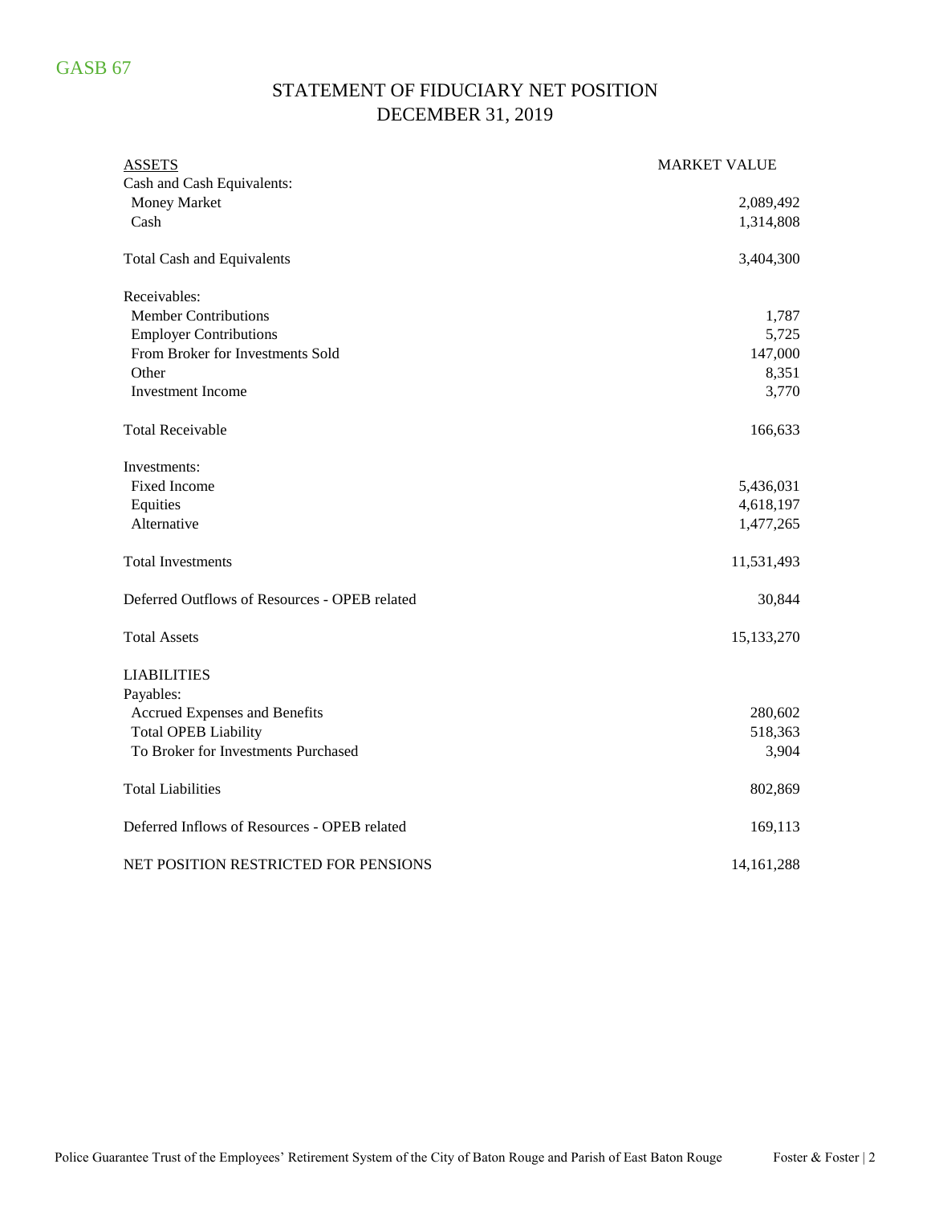GASB 67

# STATEMENT OF FIDUCIARY NET POSITION
## DECEMBER 31, 2019

| ASSETS | MARKET VALUE |
|---|---|
| Cash and Cash Equivalents: | |
| Money Market | 2,089,492 |
| Cash | 1,314,808 |
| Total Cash and Equivalents | 3,404,300 |
| Receivables: | |
| Member Contributions | 1,787 |
| Employer Contributions | 5,725 |
| From Broker for Investments Sold | 147,000 |
| Other | 8,351 |
| Investment Income | 3,770 |
| Total Receivable | 166,633 |
| Investments: | |
| Fixed Income | 5,436,031 |
| Equities | 4,618,197 |
| Alternative | 1,477,265 |
| Total Investments | 11,531,493 |
| Deferred Outflows of Resources - OPEB related | 30,844 |
| Total Assets | 15,133,270 |
| LIABILITIES | |
| Payables: | |
| Accrued Expenses and Benefits | 280,602 |
| Total OPEB Liability | 518,363 |
| To Broker for Investments Purchased | 3,904 |
| Total Liabilities | 802,869 |
| Deferred Inflows of Resources - OPEB related | 169,113 |
| NET POSITION RESTRICTED FOR PENSIONS | 14,161,288 |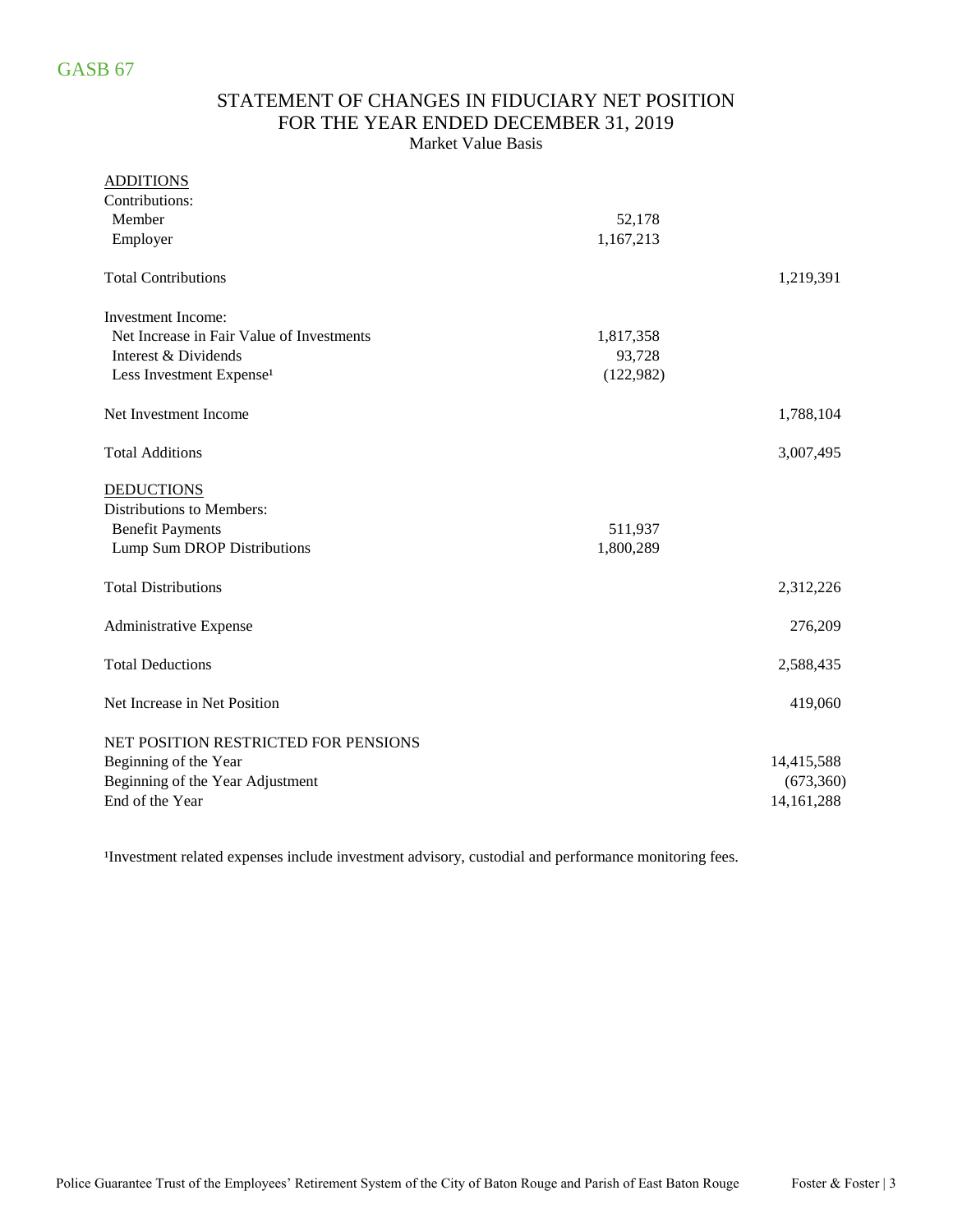GASB 67

# STATEMENT OF CHANGES IN FIDUCIARY NET POSITION
## FOR THE YEAR ENDED DECEMBER 31, 2019
Market Value Basis

| | | |
|---|---|---|
| ADDITIONS | | |
| Contributions: | | |
| Member | 52,178 | |
| Employer | 1,167,213 | |
| Total Contributions | | 1,219,391 |
| Investment Income: | | |
| Net Increase in Fair Value of Investments | 1,817,358 | |
| Interest & Dividends | 93,728 | |
| Less Investment Expense[1] | (122,982) | |
| Net Investment Income | | 1,788,104 |
| Total Additions | | 3,007,495 |
| DEDUCTIONS | | |
| Distributions to Members: | | |
| Benefit Payments | 511,937 | |
| Lump Sum DROP Distributions | 1,800,289 | |
| Total Distributions | | 2,312,226 |
| Administrative Expense | | 276,209 |
| Total Deductions | | 2,588,435 |
| Net Increase in Net Position | | 419,060 |
| NET POSITION RESTRICTED FOR PENSIONS | | |
| Beginning of the Year | | 14,415,588 |
| Beginning of the Year Adjustment | | (673,360) |
| End of the Year | | 14,161,288 |

[1]Investment related expenses include investment advisory, custodial and performance monitoring fees.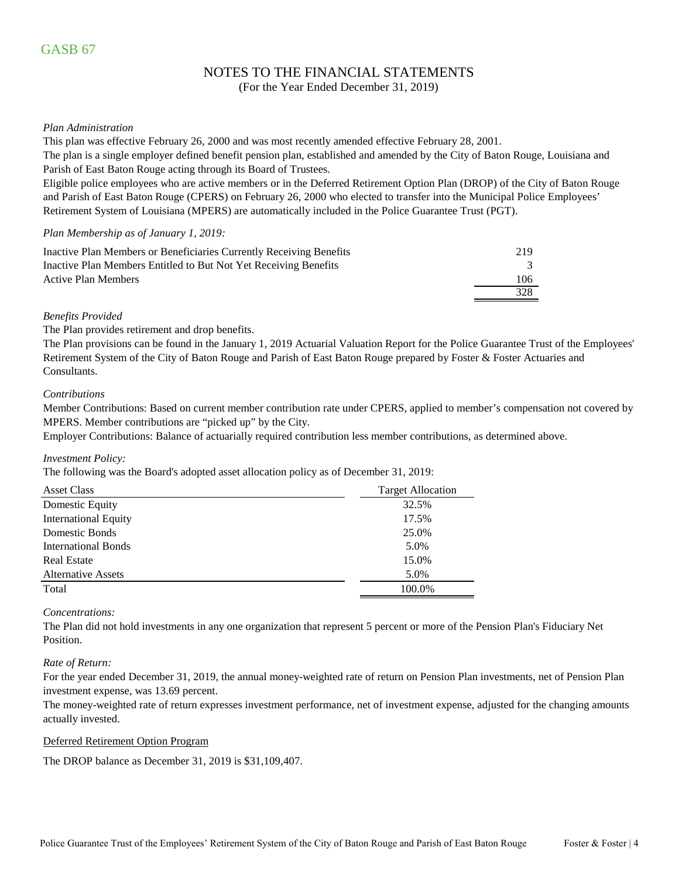GASB 67

# NOTES TO THE FINANCIAL STATEMENTS

(For the Year Ended December 31, 2019)

*Plan Administration*

This plan was effective February 26, 2000 and was most recently amended effective February 28, 2001.

The plan is a single employer defined benefit pension plan, established and amended by the City of Baton Rouge, Louisiana and Parish of East Baton Rouge acting through its Board of Trustees.

Eligible police employees who are active members or in the Deferred Retirement Option Plan (DROP) of the City of Baton Rouge and Parish of East Baton Rouge (CPERS) on February 26, 2000 who elected to transfer into the Municipal Police Employees' Retirement System of Louisiana (MPERS) are automatically included in the Police Guarantee Trust (PGT).

*Plan Membership as of January 1, 2019:*

| | |
|---|---|
| Inactive Plan Members or Beneficiaries Currently Receiving Benefits | 219 |
| Inactive Plan Members Entitled to But Not Yet Receiving Benefits | 3 |
| Active Plan Members | 106 |
| | 328 |

*Benefits Provided*

The Plan provides retirement and drop benefits.

The Plan provisions can be found in the January 1, 2019 Actuarial Valuation Report for the Police Guarantee Trust of the Employees' Retirement System of the City of Baton Rouge and Parish of East Baton Rouge prepared by Foster & Foster Actuaries and Consultants.

*Contributions*

Member Contributions: Based on current member contribution rate under CPERS, applied to member's compensation not covered by MPERS. Member contributions are "picked up" by the City.

Employer Contributions: Balance of actuarially required contribution less member contributions, as determined above.

*Investment Policy:*

The following was the Board's adopted asset allocation policy as of December 31, 2019:

| Asset Class | Target Allocation |
|---|---|
| Domestic Equity | 32.5% |
| International Equity | 17.5% |
| Domestic Bonds | 25.0% |
| International Bonds | 5.0% |
| Real Estate | 15.0% |
| Alternative Assets | 5.0% |
| Total | 100.0% |

*Concentrations:*

The Plan did not hold investments in any one organization that represent 5 percent or more of the Pension Plan's Fiduciary Net Position.

*Rate of Return:*

For the year ended December 31, 2019, the annual money-weighted rate of return on Pension Plan investments, net of Pension Plan investment expense, was 13.69 percent.

The money-weighted rate of return expresses investment performance, net of investment expense, adjusted for the changing amounts actually invested.

Deferred Retirement Option Program

The DROP balance as December 31, 2019 is $31,109,407.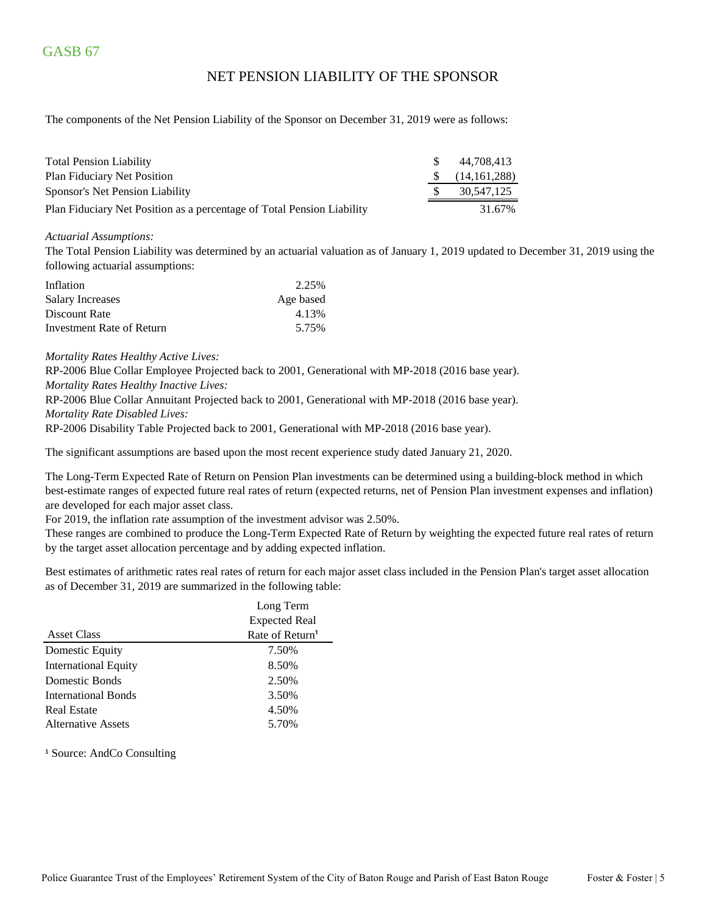# GASB 67

## NET PENSION LIABILITY OF THE SPONSOR

The components of the Net Pension Liability of the Sponsor on December 31, 2019 were as follows:

| | | |
|---|---|---|
| Total Pension Liability | $ | 44,708,413 |
| Plan Fiduciary Net Position | $ | (14,161,288) |
| Sponsor's Net Pension Liability | $ | 30,547,125 |
| Plan Fiduciary Net Position as a percentage of Total Pension Liability | | 31.67% |

*Actuarial Assumptions:*

The Total Pension Liability was determined by an actuarial valuation as of January 1, 2019 updated to December 31, 2019 using the following actuarial assumptions:

| | |
|---|---|
| Inflation | 2.25% |
| Salary Increases | Age based |
| Discount Rate | 4.13% |
| Investment Rate of Return | 5.75% |

*Mortality Rates Healthy Active Lives:*

RP-2006 Blue Collar Employee Projected back to 2001, Generational with MP-2018 (2016 base year).

*Mortality Rates Healthy Inactive Lives:*

RP-2006 Blue Collar Annuitant Projected back to 2001, Generational with MP-2018 (2016 base year).

*Mortality Rate Disabled Lives:*

RP-2006 Disability Table Projected back to 2001, Generational with MP-2018 (2016 base year).

The significant assumptions are based upon the most recent experience study dated January 21, 2020.

The Long-Term Expected Rate of Return on Pension Plan investments can be determined using a building-block method in which best-estimate ranges of expected future real rates of return (expected returns, net of Pension Plan investment expenses and inflation) are developed for each major asset class.

For 2019, the inflation rate assumption of the investment advisor was 2.50%.

These ranges are combined to produce the Long-Term Expected Rate of Return by weighting the expected future real rates of return by the target asset allocation percentage and by adding expected inflation.

Best estimates of arithmetic rates real rates of return for each major asset class included in the Pension Plan's target asset allocation as of December 31, 2019 are summarized in the following table:

| Asset Class | Long Term Expected Real Rate of Return[1] |
|---|---|
| Domestic Equity | 7.50% |
| International Equity | 8.50% |
| Domestic Bonds | 2.50% |
| International Bonds | 3.50% |
| Real Estate | 4.50% |
| Alternative Assets | 5.70% |

[1] Source: AndCo Consulting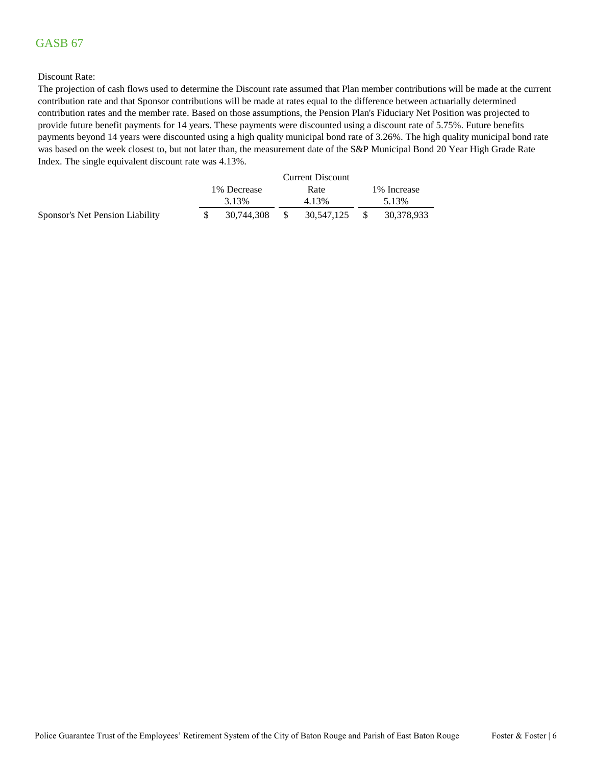# GASB 67

Discount Rate:

The projection of cash flows used to determine the Discount rate assumed that Plan member contributions will be made at the current contribution rate and that Sponsor contributions will be made at rates equal to the difference between actuarially determined contribution rates and the member rate. Based on those assumptions, the Pension Plan's Fiduciary Net Position was projected to provide future benefit payments for 14 years. These payments were discounted using a discount rate of 5.75%. Future benefits payments beyond 14 years were discounted using a high quality municipal bond rate of 3.26%. The high quality municipal bond rate was based on the week closest to, but not later than, the measurement date of the S&P Municipal Bond 20 Year High Grade Rate Index. The single equivalent discount rate was 4.13%.

| | 1% Decrease 3.13% | Current Discount Rate 4.13% | 1% Increase 5.13% |
|---|---|---|---|
| Sponsor's Net Pension Liability | $ 30,744,308 | $ 30,547,125 | $ 30,378,933 |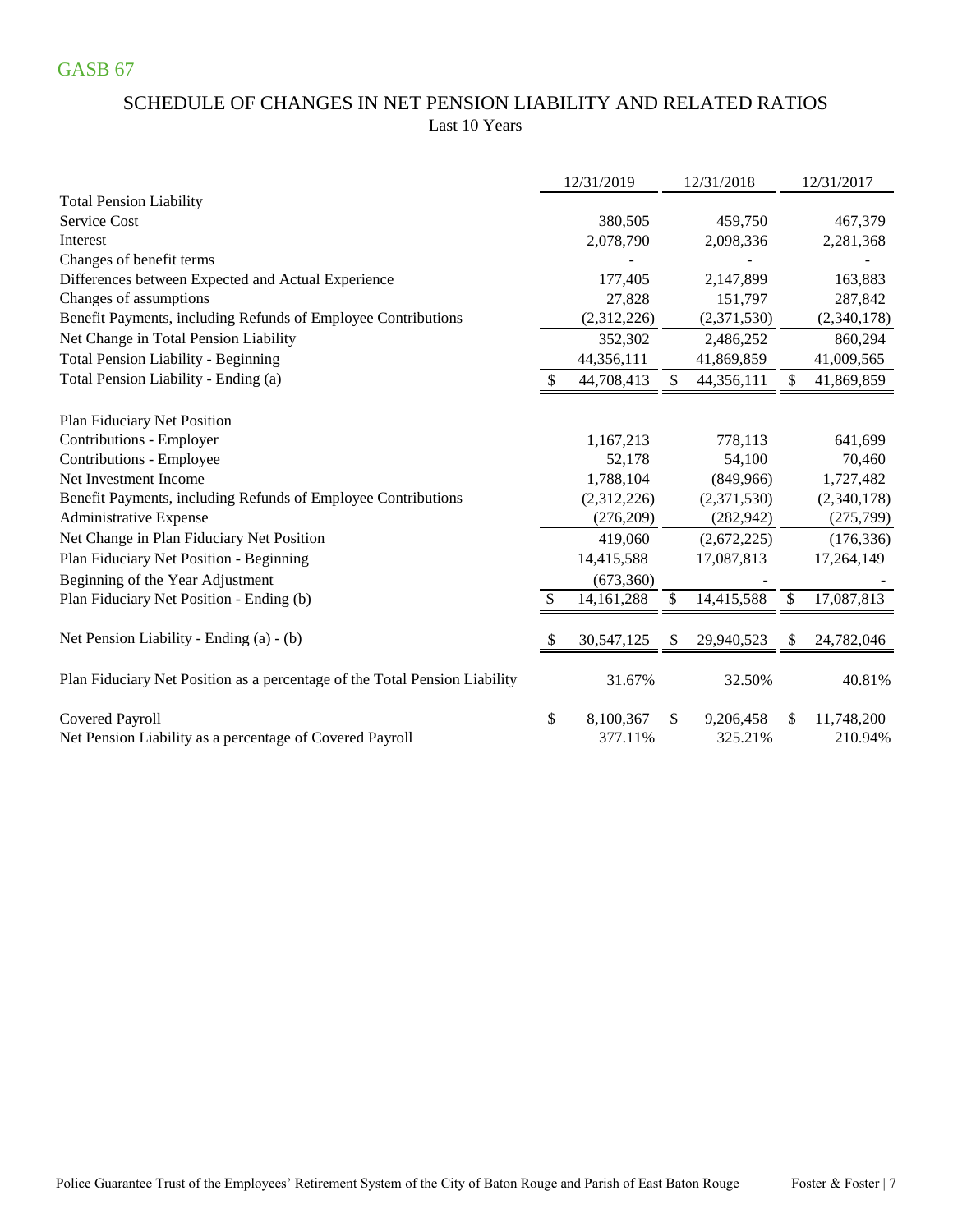GASB 67

## SCHEDULE OF CHANGES IN NET PENSION LIABILITY AND RELATED RATIOS

Last 10 Years

| | 12/31/2019 | 12/31/2018 | 12/31/2017 |
|---|---|---|---|
| **Total Pension Liability** | | | |
| Service Cost | 380,505 | 459,750 | 467,379 |
| Interest | 2,078,790 | 2,098,336 | 2,281,368 |
| Changes of benefit terms | - | - | - |
| Differences between Expected and Actual Experience | 177,405 | 2,147,899 | 163,883 |
| Changes of assumptions | 27,828 | 151,797 | 287,842 |
| Benefit Payments, including Refunds of Employee Contributions | (2,312,226) | (2,371,530) | (2,340,178) |
| Net Change in Total Pension Liability | 352,302 | 2,486,252 | 860,294 |
| Total Pension Liability - Beginning | 44,356,111 | 41,869,859 | 41,009,565 |
| Total Pension Liability - Ending (a) | $ 44,708,413 | $ 44,356,111 | $ 41,869,859 |
| | | | |
| **Plan Fiduciary Net Position** | | | |
| Contributions - Employer | 1,167,213 | 778,113 | 641,699 |
| Contributions - Employee | 52,178 | 54,100 | 70,460 |
| Net Investment Income | 1,788,104 | (849,966) | 1,727,482 |
| Benefit Payments, including Refunds of Employee Contributions | (2,312,226) | (2,371,530) | (2,340,178) |
| Administrative Expense | (276,209) | (282,942) | (275,799) |
| Net Change in Plan Fiduciary Net Position | 419,060 | (2,672,225) | (176,336) |
| Plan Fiduciary Net Position - Beginning | 14,415,588 | 17,087,813 | 17,264,149 |
| Beginning of the Year Adjustment | (673,360) | - | - |
| Plan Fiduciary Net Position - Ending (b) | $ 14,161,288 | $ 14,415,588 | $ 17,087,813 |
| | | | |
| Net Pension Liability - Ending (a) - (b) | $ 30,547,125 | $ 29,940,523 | $ 24,782,046 |
| | | | |
| Plan Fiduciary Net Position as a percentage of the Total Pension Liability | 31.67% | 32.50% | 40.81% |
| | | | |
| Covered Payroll | $ 8,100,367 | $ 9,206,458 | $ 11,748,200 |
| Net Pension Liability as a percentage of Covered Payroll | 377.11% | 325.21% | 210.94% |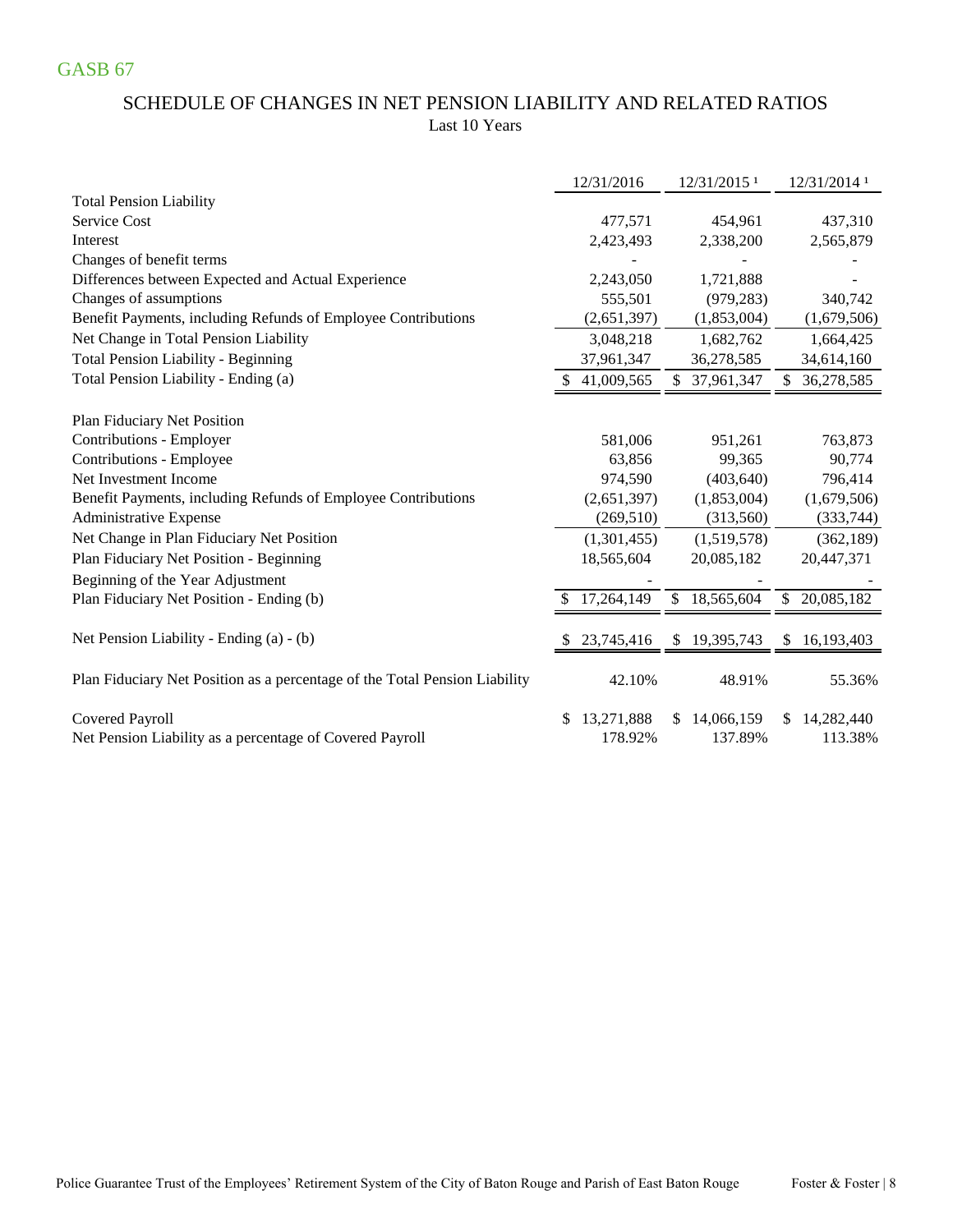GASB 67

## SCHEDULE OF CHANGES IN NET PENSION LIABILITY AND RELATED RATIOS

Last 10 Years

| | 12/31/2016 | 12/31/2015 [1] | 12/31/2014 [1] |
|---|---|---|---|
| **Total Pension Liability** | | | |
| Service Cost | 477,571 | 454,961 | 437,310 |
| Interest | 2,423,493 | 2,338,200 | 2,565,879 |
| Changes of benefit terms | - | - | - |
| Differences between Expected and Actual Experience | 2,243,050 | 1,721,888 | - |
| Changes of assumptions | 555,501 | (979,283) | 340,742 |
| Benefit Payments, including Refunds of Employee Contributions | (2,651,397) | (1,853,004) | (1,679,506) |
| Net Change in Total Pension Liability | 3,048,218 | 1,682,762 | 1,664,425 |
| Total Pension Liability - Beginning | 37,961,347 | 36,278,585 | 34,614,160 |
| Total Pension Liability - Ending (a) | $ 41,009,565 | $ 37,961,347 | $ 36,278,585 |
| | | | |
| **Plan Fiduciary Net Position** | | | |
| Contributions - Employer | 581,006 | 951,261 | 763,873 |
| Contributions - Employee | 63,856 | 99,365 | 90,774 |
| Net Investment Income | 974,590 | (403,640) | 796,414 |
| Benefit Payments, including Refunds of Employee Contributions | (2,651,397) | (1,853,004) | (1,679,506) |
| Administrative Expense | (269,510) | (313,560) | (333,744) |
| Net Change in Plan Fiduciary Net Position | (1,301,455) | (1,519,578) | (362,189) |
| Plan Fiduciary Net Position - Beginning | 18,565,604 | 20,085,182 | 20,447,371 |
| Beginning of the Year Adjustment | - | - | - |
| Plan Fiduciary Net Position - Ending (b) | $ 17,264,149 | $ 18,565,604 | $ 20,085,182 |
| | | | |
| Net Pension Liability - Ending (a) - (b) | $ 23,745,416 | $ 19,395,743 | $ 16,193,403 |
| | | | |
| Plan Fiduciary Net Position as a percentage of the Total Pension Liability | 42.10% | 48.91% | 55.36% |
| | | | |
| Covered Payroll | $ 13,271,888 | $ 14,066,159 | $ 14,282,440 |
| Net Pension Liability as a percentage of Covered Payroll | 178.92% | 137.89% | 113.38% |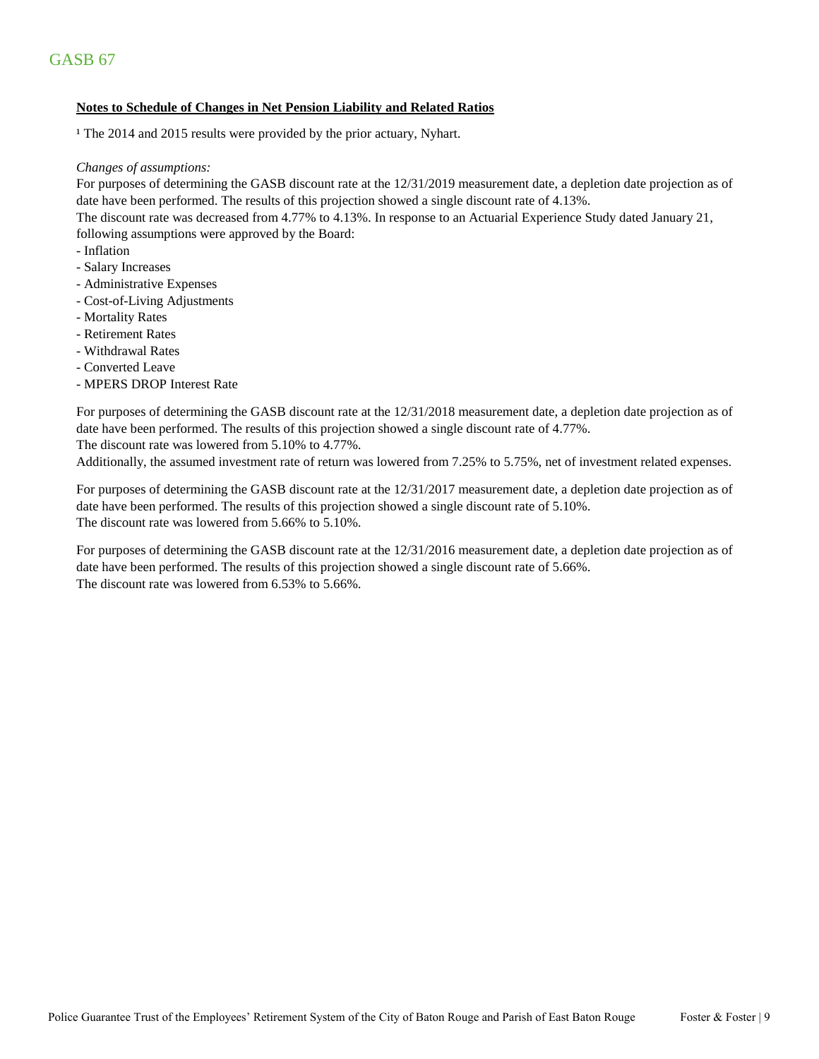# GASB 67

**Notes to Schedule of Changes in Net Pension Liability and Related Ratios**

[1] The 2014 and 2015 results were provided by the prior actuary, Nyhart.

*Changes of assumptions:*

For purposes of determining the GASB discount rate at the 12/31/2019 measurement date, a depletion date projection as of date have been performed. The results of this projection showed a single discount rate of 4.13%.
The discount rate was decreased from 4.77% to 4.13%. In response to an Actuarial Experience Study dated January 21, following assumptions were approved by the Board:

- Inflation
- Salary Increases
- Administrative Expenses
- Cost-of-Living Adjustments
- Mortality Rates
- Retirement Rates
- Withdrawal Rates
- Converted Leave
- MPERS DROP Interest Rate

For purposes of determining the GASB discount rate at the 12/31/2018 measurement date, a depletion date projection as of date have been performed. The results of this projection showed a single discount rate of 4.77%.
The discount rate was lowered from 5.10% to 4.77%.
Additionally, the assumed investment rate of return was lowered from 7.25% to 5.75%, net of investment related expenses.

For purposes of determining the GASB discount rate at the 12/31/2017 measurement date, a depletion date projection as of date have been performed. The results of this projection showed a single discount rate of 5.10%.
The discount rate was lowered from 5.66% to 5.10%.

For purposes of determining the GASB discount rate at the 12/31/2016 measurement date, a depletion date projection as of date have been performed. The results of this projection showed a single discount rate of 5.66%.
The discount rate was lowered from 6.53% to 5.66%.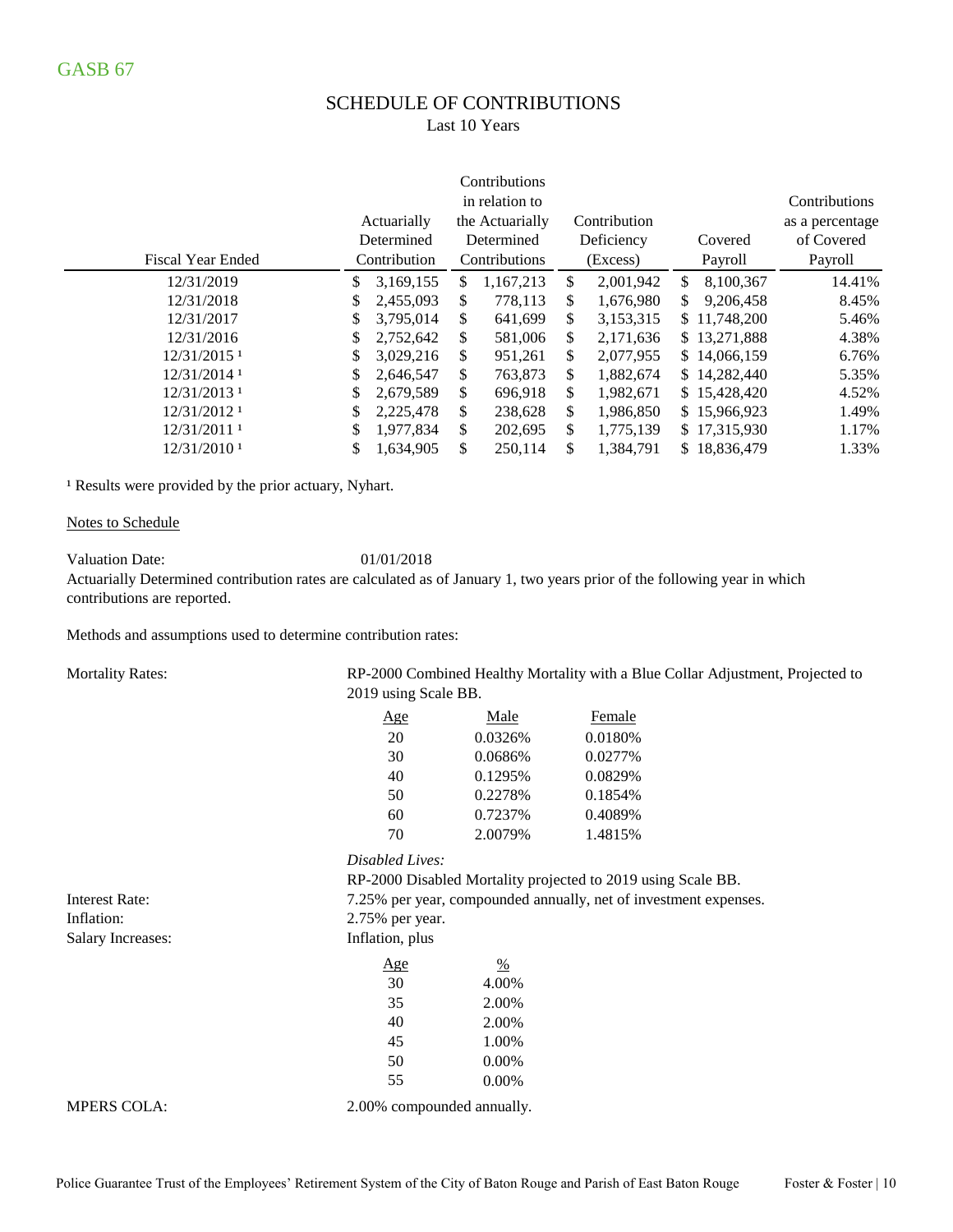# GASB 67

## SCHEDULE OF CONTRIBUTIONS

Last 10 Years

| Fiscal Year Ended | Actuarially Determined Contribution | Contributions in relation to the Actuarially Determined Contributions | Contribution Deficiency (Excess) | Covered Payroll | Contributions as a percentage of Covered Payroll |
|---|---|---|---|---|---|
| 12/31/2019 | $ 3,169,155 | $ 1,167,213 | $ 2,001,942 | $ 8,100,367 | 14.41% |
| 12/31/2018 | $ 2,455,093 | $ 778,113 | $ 1,676,980 | $ 9,206,458 | 8.45% |
| 12/31/2017 | $ 3,795,014 | $ 641,699 | $ 3,153,315 | $ 11,748,200 | 5.46% |
| 12/31/2016 | $ 2,752,642 | $ 581,006 | $ 2,171,636 | $ 13,271,888 | 4.38% |
| 12/31/2015 [1] | $ 3,029,216 | $ 951,261 | $ 2,077,955 | $ 14,066,159 | 6.76% |
| 12/31/2014 [1] | $ 2,646,547 | $ 763,873 | $ 1,882,674 | $ 14,282,440 | 5.35% |
| 12/31/2013 [1] | $ 2,679,589 | $ 696,918 | $ 1,982,671 | $ 15,428,420 | 4.52% |
| 12/31/2012 [1] | $ 2,225,478 | $ 238,628 | $ 1,986,850 | $ 15,966,923 | 1.49% |
| 12/31/2011 [1] | $ 1,977,834 | $ 202,695 | $ 1,775,139 | $ 17,315,930 | 1.17% |
| 12/31/2010 [1] | $ 1,634,905 | $ 250,114 | $ 1,384,791 | $ 18,836,479 | 1.33% |

[1] Results were provided by the prior actuary, Nyhart.

Notes to Schedule

Valuation Date: 01/01/2018

Actuarially Determined contribution rates are calculated as of January 1, two years prior of the following year in which contributions are reported.

Methods and assumptions used to determine contribution rates:

Mortality Rates: RP-2000 Combined Healthy Mortality with a Blue Collar Adjustment, Projected to 2019 using Scale BB.

| Age | Male | Female |
|---|---|---|
| 20 | 0.0326% | 0.0180% |
| 30 | 0.0686% | 0.0277% |
| 40 | 0.1295% | 0.0829% |
| 50 | 0.2278% | 0.1854% |
| 60 | 0.7237% | 0.4089% |
| 70 | 2.0079% | 1.4815% |

*Disabled Lives:*

RP-2000 Disabled Mortality projected to 2019 using Scale BB.

Interest Rate: 7.25% per year, compounded annually, net of investment expenses.

Inflation: 2.75% per year.

Salary Increases: Inflation, plus

| Age | % |
|---|---|
| 30 | 4.00% |
| 35 | 2.00% |
| 40 | 2.00% |
| 45 | 1.00% |
| 50 | 0.00% |
| 55 | 0.00% |

MPERS COLA: 2.00% compounded annually.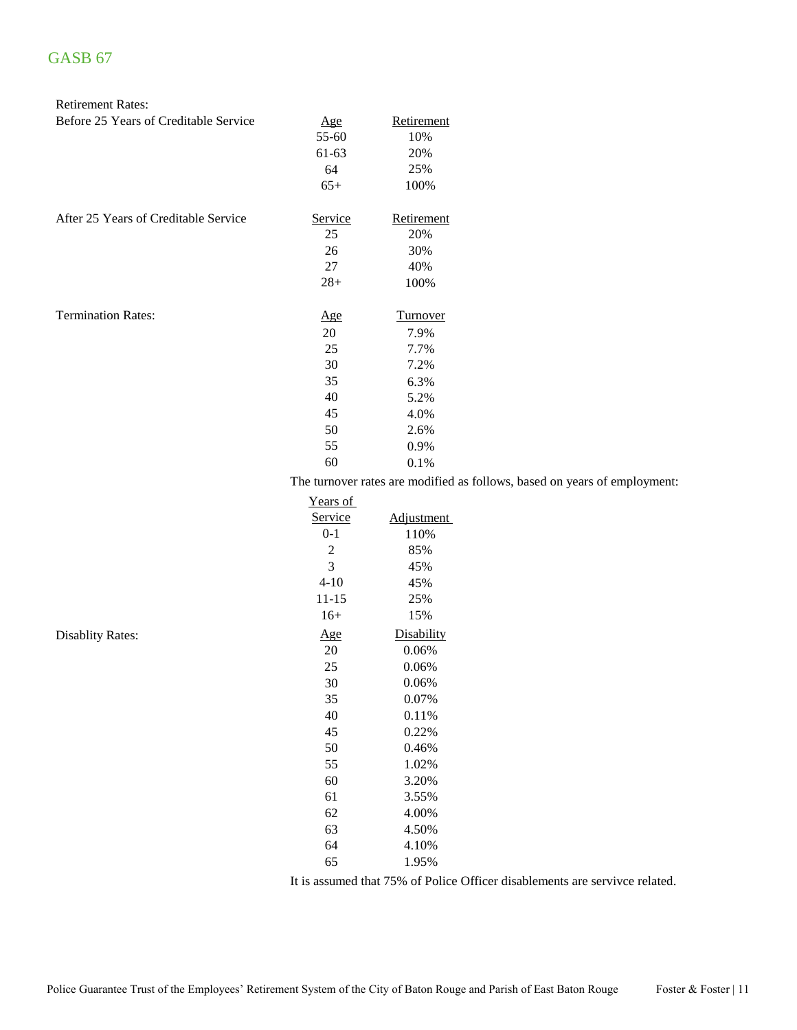## GASB 67

**Retirement Rates:**

Before 25 Years of Creditable Service

| Age | Retirement |
|---|---|
| 55-60 | 10% |
| 61-63 | 20% |
| 64 | 25% |
| 65+ | 100% |

After 25 Years of Creditable Service

| Service | Retirement |
|---|---|
| 25 | 20% |
| 26 | 30% |
| 27 | 40% |
| 28+ | 100% |

**Termination Rates:**

| Age | Turnover |
|---|---|
| 20 | 7.9% |
| 25 | 7.7% |
| 30 | 7.2% |
| 35 | 6.3% |
| 40 | 5.2% |
| 45 | 4.0% |
| 50 | 2.6% |
| 55 | 0.9% |
| 60 | 0.1% |

The turnover rates are modified as follows, based on years of employment:

| Years of Service | Adjustment |
|---|---|
| 0-1 | 110% |
| 2 | 85% |
| 3 | 45% |
| 4-10 | 45% |
| 11-15 | 25% |
| 16+ | 15% |

**Disablity Rates:**

| Age | Disability |
|---|---|
| 20 | 0.06% |
| 25 | 0.06% |
| 30 | 0.06% |
| 35 | 0.07% |
| 40 | 0.11% |
| 45 | 0.22% |
| 50 | 0.46% |
| 55 | 1.02% |
| 60 | 3.20% |
| 61 | 3.55% |
| 62 | 4.00% |
| 63 | 4.50% |
| 64 | 4.10% |
| 65 | 1.95% |

It is assumed that 75% of Police Officer disablements are servivce related.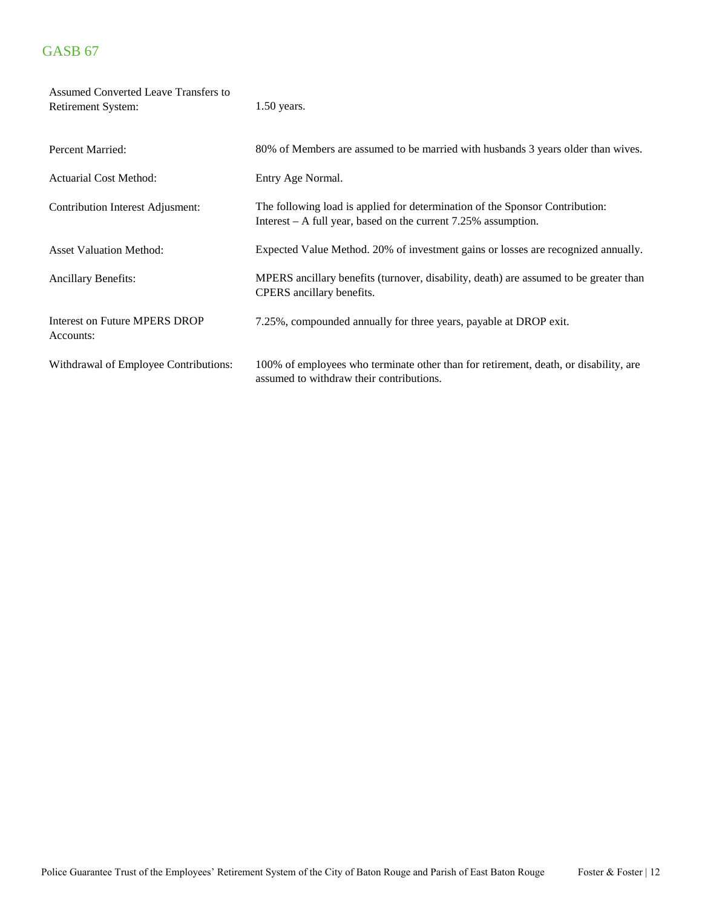## GASB 67

| | |
|---|---|
| Assumed Converted Leave Transfers to Retirement System: | 1.50 years. |
| Percent Married: | 80% of Members are assumed to be married with husbands 3 years older than wives. |
| Actuarial Cost Method: | Entry Age Normal. |
| Contribution Interest Adjusment: | The following load is applied for determination of the Sponsor Contribution: Interest – A full year, based on the current 7.25% assumption. |
| Asset Valuation Method: | Expected Value Method. 20% of investment gains or losses are recognized annually. |
| Ancillary Benefits: | MPERS ancillary benefits (turnover, disability, death) are assumed to be greater than CPERS ancillary benefits. |
| Interest on Future MPERS DROP Accounts: | 7.25%, compounded annually for three years, payable at DROP exit. |
| Withdrawal of Employee Contributions: | 100% of employees who terminate other than for retirement, death, or disability, are assumed to withdraw their contributions. |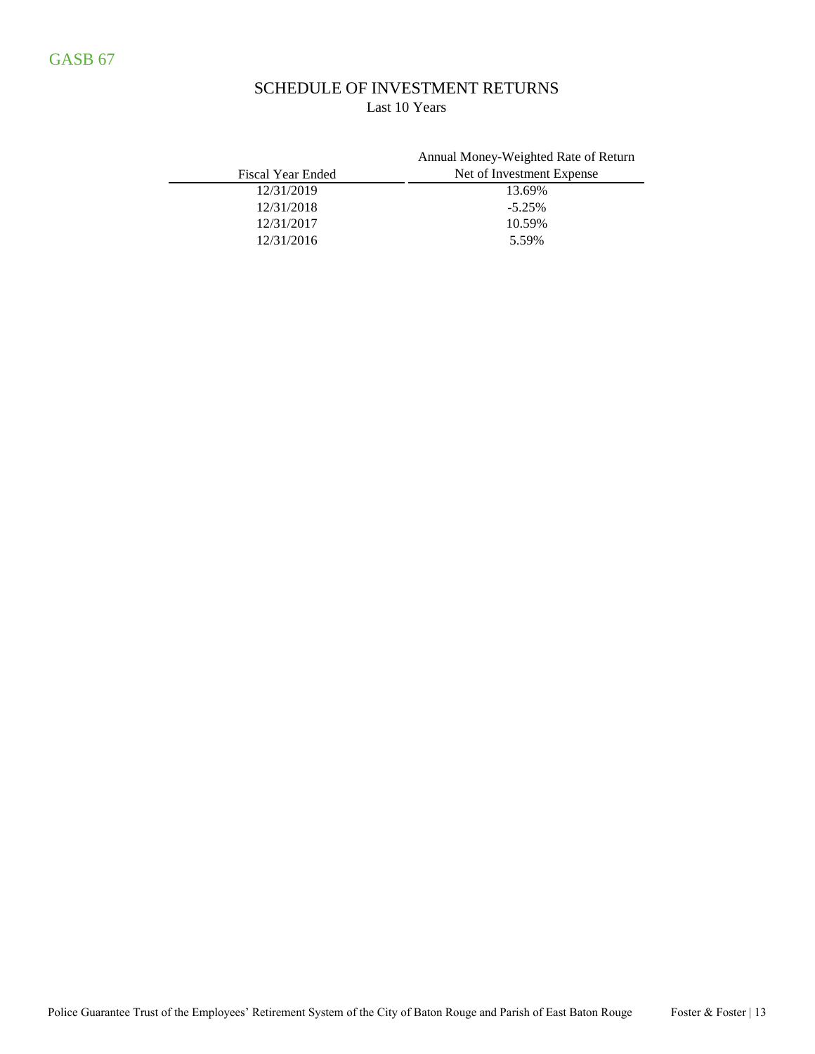GASB 67

# SCHEDULE OF INVESTMENT RETURNS

Last 10 Years

| Fiscal Year Ended | Annual Money-Weighted Rate of Return Net of Investment Expense |
|---|---|
| 12/31/2019 | 13.69% |
| 12/31/2018 | -5.25% |
| 12/31/2017 | 10.59% |
| 12/31/2016 | 5.59% |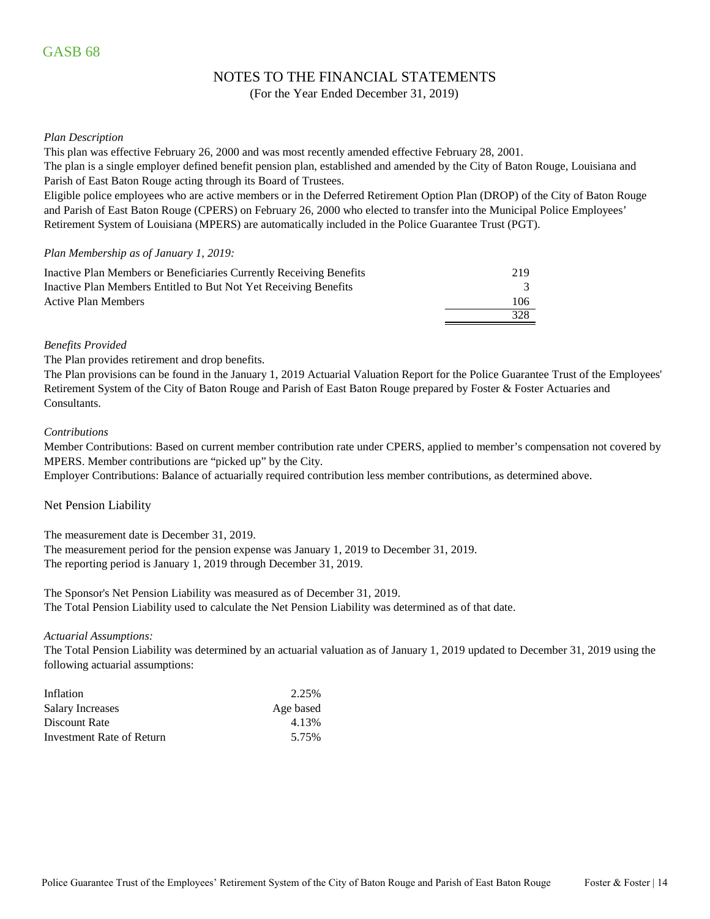GASB 68

# NOTES TO THE FINANCIAL STATEMENTS

(For the Year Ended December 31, 2019)

*Plan Description*

This plan was effective February 26, 2000 and was most recently amended effective February 28, 2001.

The plan is a single employer defined benefit pension plan, established and amended by the City of Baton Rouge, Louisiana and Parish of East Baton Rouge acting through its Board of Trustees.

Eligible police employees who are active members or in the Deferred Retirement Option Plan (DROP) of the City of Baton Rouge and Parish of East Baton Rouge (CPERS) on February 26, 2000 who elected to transfer into the Municipal Police Employees' Retirement System of Louisiana (MPERS) are automatically included in the Police Guarantee Trust (PGT).

*Plan Membership as of January 1, 2019:*

| | |
|---|---|
| Inactive Plan Members or Beneficiaries Currently Receiving Benefits | 219 |
| Inactive Plan Members Entitled to But Not Yet Receiving Benefits | 3 |
| Active Plan Members | 106 |
| | 328 |

*Benefits Provided*

The Plan provides retirement and drop benefits.

The Plan provisions can be found in the January 1, 2019 Actuarial Valuation Report for the Police Guarantee Trust of the Employees' Retirement System of the City of Baton Rouge and Parish of East Baton Rouge prepared by Foster & Foster Actuaries and Consultants.

*Contributions*

Member Contributions: Based on current member contribution rate under CPERS, applied to member's compensation not covered by MPERS. Member contributions are "picked up" by the City.

Employer Contributions: Balance of actuarially required contribution less member contributions, as determined above.

## Net Pension Liability

The measurement date is December 31, 2019.

The measurement period for the pension expense was January 1, 2019 to December 31, 2019.

The reporting period is January 1, 2019 through December 31, 2019.

The Sponsor's Net Pension Liability was measured as of December 31, 2019.

The Total Pension Liability used to calculate the Net Pension Liability was determined as of that date.

*Actuarial Assumptions:*

The Total Pension Liability was determined by an actuarial valuation as of January 1, 2019 updated to December 31, 2019 using the following actuarial assumptions:

| | |
|---|---|
| Inflation | 2.25% |
| Salary Increases | Age based |
| Discount Rate | 4.13% |
| Investment Rate of Return | 5.75% |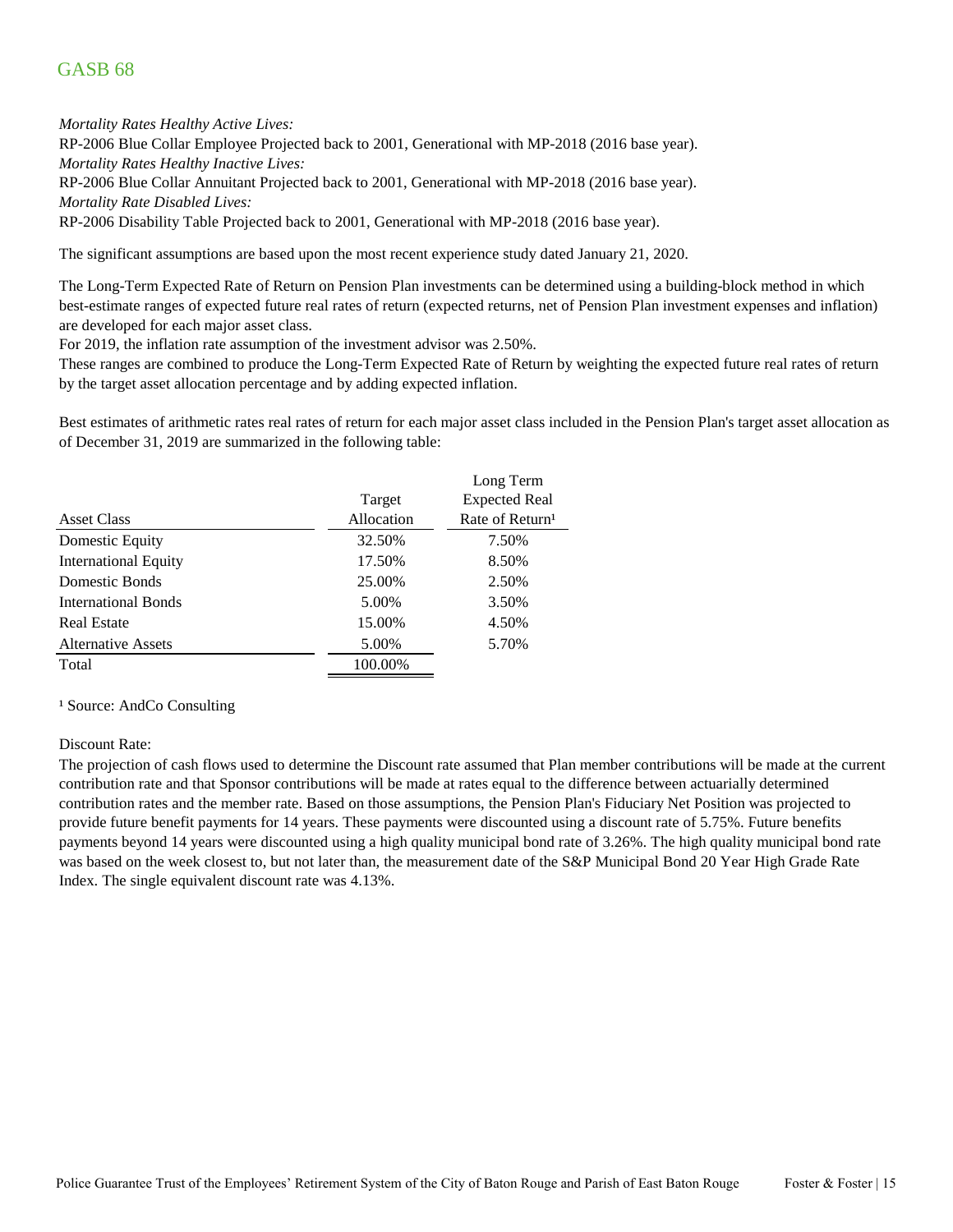# GASB 68

*Mortality Rates Healthy Active Lives:*
RP-2006 Blue Collar Employee Projected back to 2001, Generational with MP-2018 (2016 base year).
*Mortality Rates Healthy Inactive Lives:*
RP-2006 Blue Collar Annuitant Projected back to 2001, Generational with MP-2018 (2016 base year).
*Mortality Rate Disabled Lives:*
RP-2006 Disability Table Projected back to 2001, Generational with MP-2018 (2016 base year).

The significant assumptions are based upon the most recent experience study dated January 21, 2020.

The Long-Term Expected Rate of Return on Pension Plan investments can be determined using a building-block method in which best-estimate ranges of expected future real rates of return (expected returns, net of Pension Plan investment expenses and inflation) are developed for each major asset class.
For 2019, the inflation rate assumption of the investment advisor was 2.50%.
These ranges are combined to produce the Long-Term Expected Rate of Return by weighting the expected future real rates of return by the target asset allocation percentage and by adding expected inflation.

Best estimates of arithmetic rates real rates of return for each major asset class included in the Pension Plan's target asset allocation as of December 31, 2019 are summarized in the following table:

| Asset Class | Target Allocation | Long Term Expected Real Rate of Return[1] |
|---|---|---|
| Domestic Equity | 32.50% | 7.50% |
| International Equity | 17.50% | 8.50% |
| Domestic Bonds | 25.00% | 2.50% |
| International Bonds | 5.00% | 3.50% |
| Real Estate | 15.00% | 4.50% |
| Alternative Assets | 5.00% | 5.70% |
| Total | 100.00% | |

[1] Source: AndCo Consulting

Discount Rate:
The projection of cash flows used to determine the Discount rate assumed that Plan member contributions will be made at the current contribution rate and that Sponsor contributions will be made at rates equal to the difference between actuarially determined contribution rates and the member rate. Based on those assumptions, the Pension Plan's Fiduciary Net Position was projected to provide future benefit payments for 14 years. These payments were discounted using a discount rate of 5.75%. Future benefits payments beyond 14 years were discounted using a high quality municipal bond rate of 3.26%. The high quality municipal bond rate was based on the week closest to, but not later than, the measurement date of the S&P Municipal Bond 20 Year High Grade Rate Index. The single equivalent discount rate was 4.13%.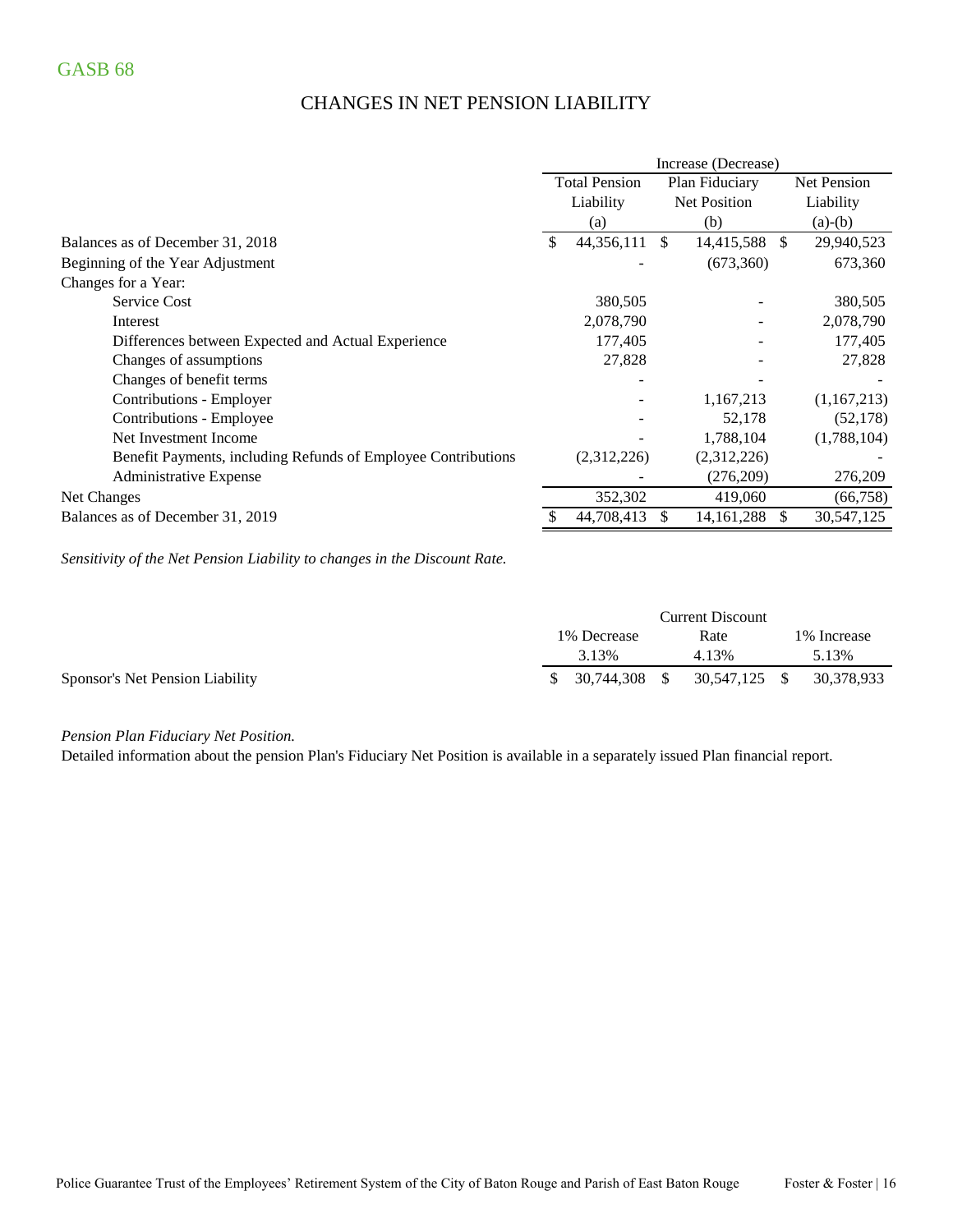GASB 68

## CHANGES IN NET PENSION LIABILITY

| | Increase (Decrease) | | |
|---|---|---|---|
| | Total Pension Liability (a) | Plan Fiduciary Net Position (b) | Net Pension Liability (a)-(b) |
| Balances as of December 31, 2018 | $ 44,356,111 | $ 14,415,588 | $ 29,940,523 |
| Beginning of the Year Adjustment | - | (673,360) | 673,360 |
| Changes for a Year: | | | |
| Service Cost | 380,505 | - | 380,505 |
| Interest | 2,078,790 | - | 2,078,790 |
| Differences between Expected and Actual Experience | 177,405 | - | 177,405 |
| Changes of assumptions | 27,828 | - | 27,828 |
| Changes of benefit terms | - | - | - |
| Contributions - Employer | - | 1,167,213 | (1,167,213) |
| Contributions - Employee | - | 52,178 | (52,178) |
| Net Investment Income | - | 1,788,104 | (1,788,104) |
| Benefit Payments, including Refunds of Employee Contributions | (2,312,226) | (2,312,226) | - |
| Administrative Expense | - | (276,209) | 276,209 |
| Net Changes | 352,302 | 419,060 | (66,758) |
| Balances as of December 31, 2019 | $ 44,708,413 | $ 14,161,288 | $ 30,547,125 |

*Sensitivity of the Net Pension Liability to changes in the Discount Rate.*

| | 1% Decrease 3.13% | Current Discount Rate 4.13% | 1% Increase 5.13% |
|---|---|---|---|
| Sponsor's Net Pension Liability | $ 30,744,308 | $ 30,547,125 | $ 30,378,933 |

*Pension Plan Fiduciary Net Position.*

Detailed information about the pension Plan's Fiduciary Net Position is available in a separately issued Plan financial report.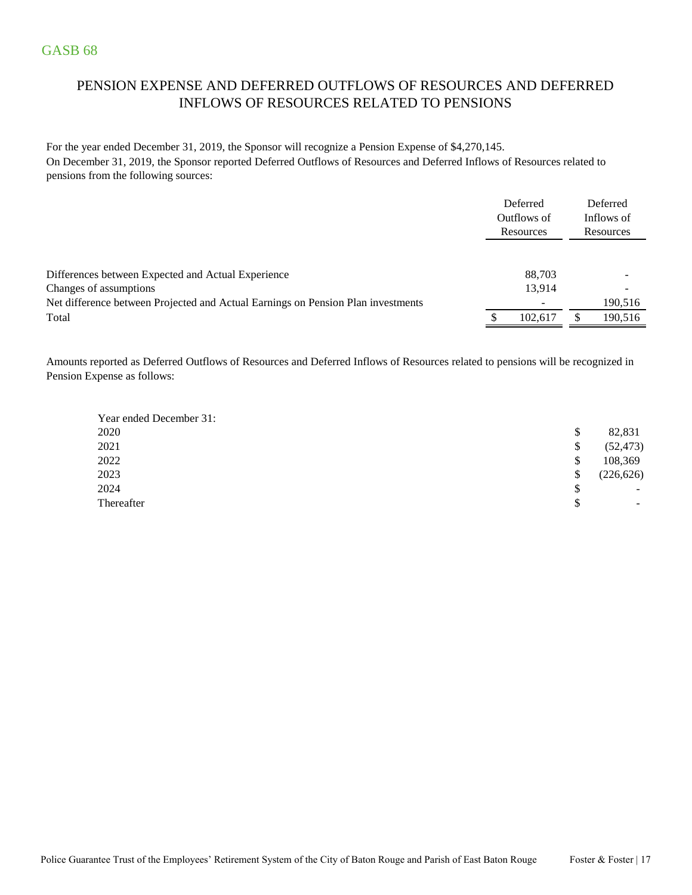# GASB 68

## PENSION EXPENSE AND DEFERRED OUTFLOWS OF RESOURCES AND DEFERRED INFLOWS OF RESOURCES RELATED TO PENSIONS

For the year ended December 31, 2019, the Sponsor will recognize a Pension Expense of $4,270,145.

On December 31, 2019, the Sponsor reported Deferred Outflows of Resources and Deferred Inflows of Resources related to pensions from the following sources:

| | Deferred Outflows of Resources | Deferred Inflows of Resources |
|---|---|---|
| Differences between Expected and Actual Experience | 88,703 | - |
| Changes of assumptions | 13,914 | - |
| Net difference between Projected and Actual Earnings on Pension Plan investments | - | 190,516 |
| Total | $ 102,617 | $ 190,516 |

Amounts reported as Deferred Outflows of Resources and Deferred Inflows of Resources related to pensions will be recognized in Pension Expense as follows:

| Year ended December 31: | |
|---|---|
| 2020 | $ 82,831 |
| 2021 | $ (52,473) |
| 2022 | $ 108,369 |
| 2023 | $ (226,626) |
| 2024 | $ - |
| Thereafter | $ - |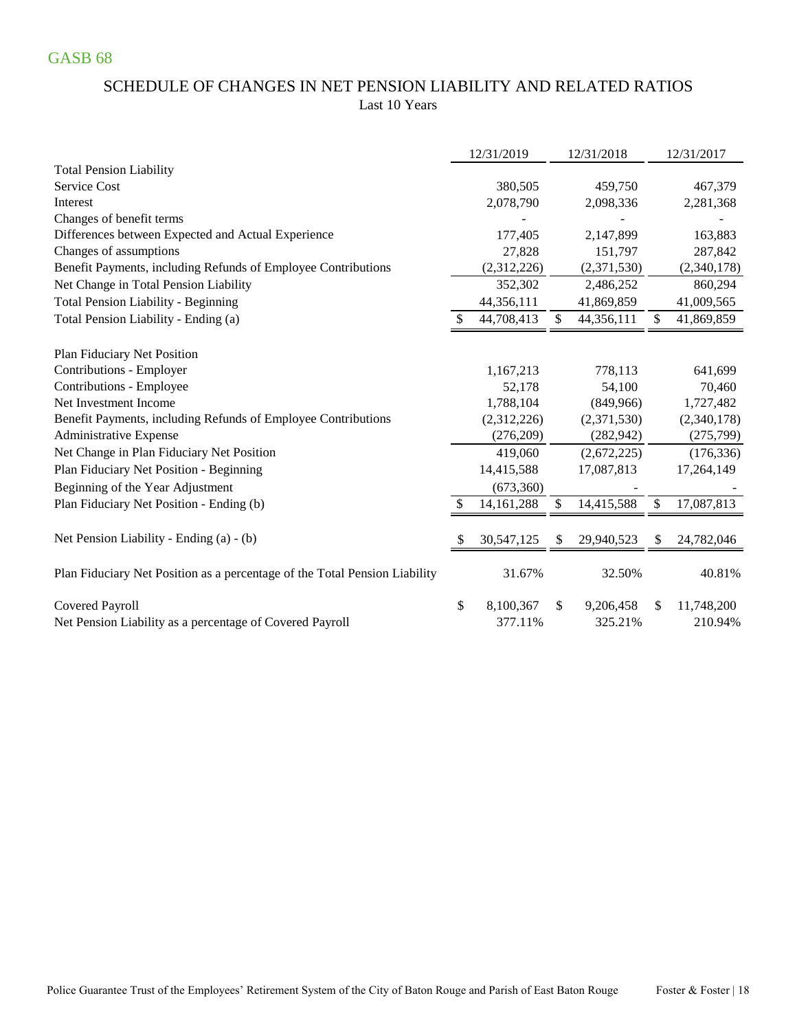GASB 68

## SCHEDULE OF CHANGES IN NET PENSION LIABILITY AND RELATED RATIOS

Last 10 Years

| | 12/31/2019 | 12/31/2018 | 12/31/2017 |
|---|---|---|---|
| **Total Pension Liability** | | | |
| Service Cost | 380,505 | 459,750 | 467,379 |
| Interest | 2,078,790 | 2,098,336 | 2,281,368 |
| Changes of benefit terms | - | - | - |
| Differences between Expected and Actual Experience | 177,405 | 2,147,899 | 163,883 |
| Changes of assumptions | 27,828 | 151,797 | 287,842 |
| Benefit Payments, including Refunds of Employee Contributions | (2,312,226) | (2,371,530) | (2,340,178) |
| Net Change in Total Pension Liability | 352,302 | 2,486,252 | 860,294 |
| Total Pension Liability - Beginning | 44,356,111 | 41,869,859 | 41,009,565 |
| Total Pension Liability - Ending (a) | $ 44,708,413 | $ 44,356,111 | $ 41,869,859 |
| **Plan Fiduciary Net Position** | | | |
| Contributions - Employer | 1,167,213 | 778,113 | 641,699 |
| Contributions - Employee | 52,178 | 54,100 | 70,460 |
| Net Investment Income | 1,788,104 | (849,966) | 1,727,482 |
| Benefit Payments, including Refunds of Employee Contributions | (2,312,226) | (2,371,530) | (2,340,178) |
| Administrative Expense | (276,209) | (282,942) | (275,799) |
| Net Change in Plan Fiduciary Net Position | 419,060 | (2,672,225) | (176,336) |
| Plan Fiduciary Net Position - Beginning | 14,415,588 | 17,087,813 | 17,264,149 |
| Beginning of the Year Adjustment | (673,360) | - | - |
| Plan Fiduciary Net Position - Ending (b) | $ 14,161,288 | $ 14,415,588 | $ 17,087,813 |
| Net Pension Liability - Ending (a) - (b) | $ 30,547,125 | $ 29,940,523 | $ 24,782,046 |
| Plan Fiduciary Net Position as a percentage of the Total Pension Liability | 31.67% | 32.50% | 40.81% |
| Covered Payroll | $ 8,100,367 | $ 9,206,458 | $ 11,748,200 |
| Net Pension Liability as a percentage of Covered Payroll | 377.11% | 325.21% | 210.94% |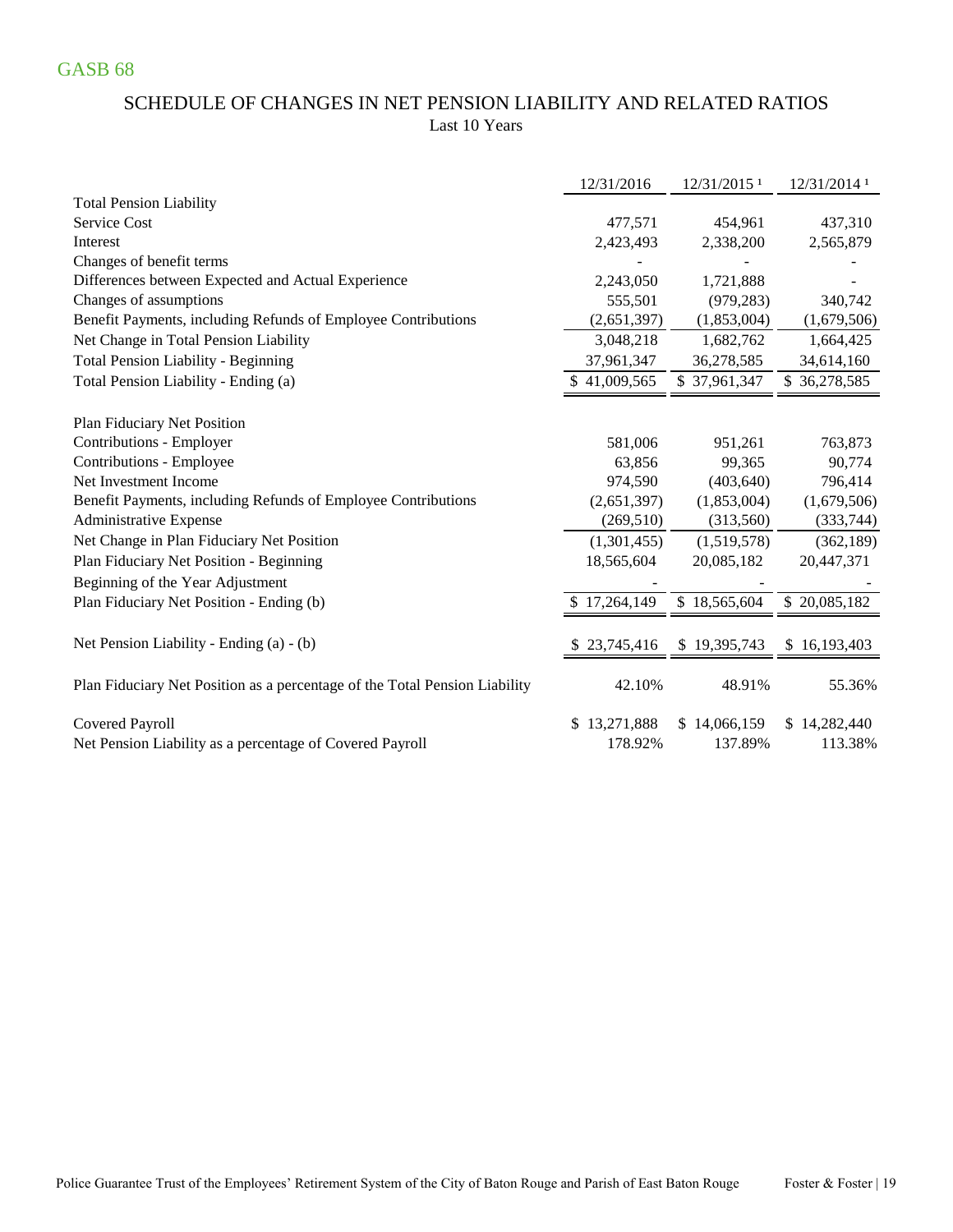GASB 68

## SCHEDULE OF CHANGES IN NET PENSION LIABILITY AND RELATED RATIOS

Last 10 Years

| | 12/31/2016 | 12/31/2015 [1] | 12/31/2014 [1] |
|---|---|---|---|
| **Total Pension Liability** | | | |
| Service Cost | 477,571 | 454,961 | 437,310 |
| Interest | 2,423,493 | 2,338,200 | 2,565,879 |
| Changes of benefit terms | - | - | - |
| Differences between Expected and Actual Experience | 2,243,050 | 1,721,888 | - |
| Changes of assumptions | 555,501 | (979,283) | 340,742 |
| Benefit Payments, including Refunds of Employee Contributions | (2,651,397) | (1,853,004) | (1,679,506) |
| Net Change in Total Pension Liability | 3,048,218 | 1,682,762 | 1,664,425 |
| Total Pension Liability - Beginning | 37,961,347 | 36,278,585 | 34,614,160 |
| Total Pension Liability - Ending (a) | $ 41,009,565 | $ 37,961,347 | $ 36,278,585 |
| | | | |
| **Plan Fiduciary Net Position** | | | |
| Contributions - Employer | 581,006 | 951,261 | 763,873 |
| Contributions - Employee | 63,856 | 99,365 | 90,774 |
| Net Investment Income | 974,590 | (403,640) | 796,414 |
| Benefit Payments, including Refunds of Employee Contributions | (2,651,397) | (1,853,004) | (1,679,506) |
| Administrative Expense | (269,510) | (313,560) | (333,744) |
| Net Change in Plan Fiduciary Net Position | (1,301,455) | (1,519,578) | (362,189) |
| Plan Fiduciary Net Position - Beginning | 18,565,604 | 20,085,182 | 20,447,371 |
| Beginning of the Year Adjustment | - | - | - |
| Plan Fiduciary Net Position - Ending (b) | $ 17,264,149 | $ 18,565,604 | $ 20,085,182 |
| | | | |
| Net Pension Liability - Ending (a) - (b) | $ 23,745,416 | $ 19,395,743 | $ 16,193,403 |
| | | | |
| Plan Fiduciary Net Position as a percentage of the Total Pension Liability | 42.10% | 48.91% | 55.36% |
| | | | |
| Covered Payroll | $ 13,271,888 | $ 14,066,159 | $ 14,282,440 |
| Net Pension Liability as a percentage of Covered Payroll | 178.92% | 137.89% | 113.38% |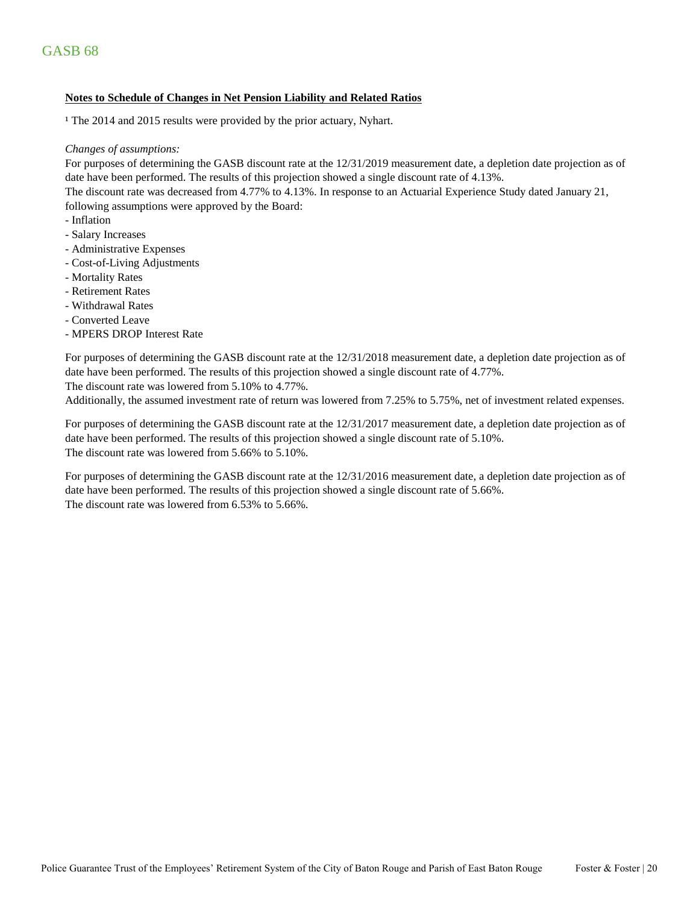# GASB 68

**Notes to Schedule of Changes in Net Pension Liability and Related Ratios**

[1] The 2014 and 2015 results were provided by the prior actuary, Nyhart.

*Changes of assumptions:*

For purposes of determining the GASB discount rate at the 12/31/2019 measurement date, a depletion date projection as of date have been performed. The results of this projection showed a single discount rate of 4.13%.
The discount rate was decreased from 4.77% to 4.13%. In response to an Actuarial Experience Study dated January 21, following assumptions were approved by the Board:

- Inflation
- Salary Increases
- Administrative Expenses
- Cost-of-Living Adjustments
- Mortality Rates
- Retirement Rates
- Withdrawal Rates
- Converted Leave
- MPERS DROP Interest Rate

For purposes of determining the GASB discount rate at the 12/31/2018 measurement date, a depletion date projection as of date have been performed. The results of this projection showed a single discount rate of 4.77%.
The discount rate was lowered from 5.10% to 4.77%.
Additionally, the assumed investment rate of return was lowered from 7.25% to 5.75%, net of investment related expenses.

For purposes of determining the GASB discount rate at the 12/31/2017 measurement date, a depletion date projection as of date have been performed. The results of this projection showed a single discount rate of 5.10%.
The discount rate was lowered from 5.66% to 5.10%.

For purposes of determining the GASB discount rate at the 12/31/2016 measurement date, a depletion date projection as of date have been performed. The results of this projection showed a single discount rate of 5.66%.
The discount rate was lowered from 6.53% to 5.66%.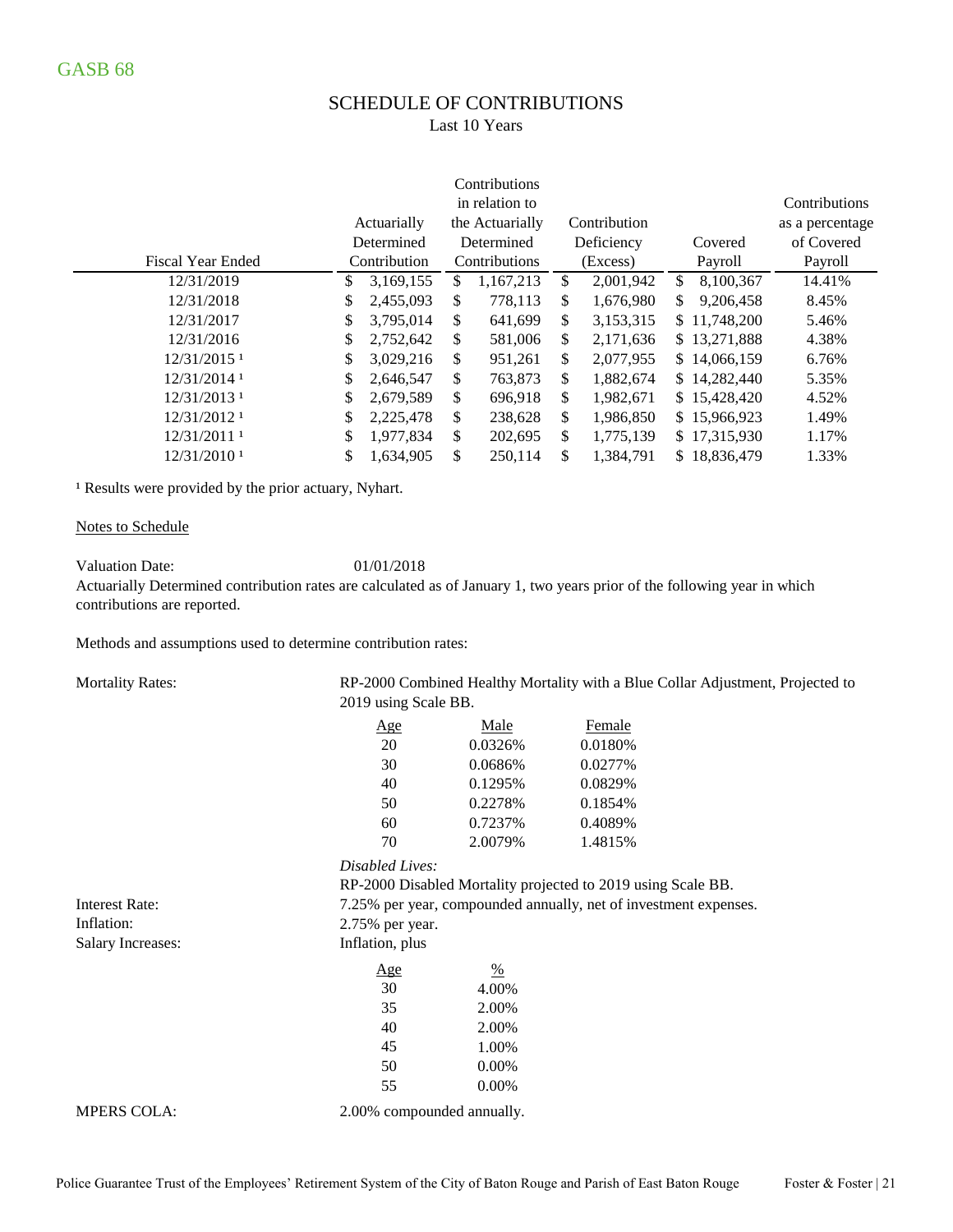GASB 68

## SCHEDULE OF CONTRIBUTIONS

Last 10 Years

| Fiscal Year Ended | Actuarially Determined Contribution | Contributions in relation to the Actuarially Determined Contributions | Contribution Deficiency (Excess) | Covered Payroll | Contributions as a percentage of Covered Payroll |
|---|---|---|---|---|---|
| 12/31/2019 | $ 3,169,155 | $ 1,167,213 | $ 2,001,942 | $ 8,100,367 | 14.41% |
| 12/31/2018 | $ 2,455,093 | $ 778,113 | $ 1,676,980 | $ 9,206,458 | 8.45% |
| 12/31/2017 | $ 3,795,014 | $ 641,699 | $ 3,153,315 | $ 11,748,200 | 5.46% |
| 12/31/2016 | $ 2,752,642 | $ 581,006 | $ 2,171,636 | $ 13,271,888 | 4.38% |
| 12/31/2015 [1] | $ 3,029,216 | $ 951,261 | $ 2,077,955 | $ 14,066,159 | 6.76% |
| 12/31/2014 [1] | $ 2,646,547 | $ 763,873 | $ 1,882,674 | $ 14,282,440 | 5.35% |
| 12/31/2013 [1] | $ 2,679,589 | $ 696,918 | $ 1,982,671 | $ 15,428,420 | 4.52% |
| 12/31/2012 [1] | $ 2,225,478 | $ 238,628 | $ 1,986,850 | $ 15,966,923 | 1.49% |
| 12/31/2011 [1] | $ 1,977,834 | $ 202,695 | $ 1,775,139 | $ 17,315,930 | 1.17% |
| 12/31/2010 [1] | $ 1,634,905 | $ 250,114 | $ 1,384,791 | $ 18,836,479 | 1.33% |

[1] Results were provided by the prior actuary, Nyhart.

Notes to Schedule

Valuation Date: 01/01/2018

Actuarially Determined contribution rates are calculated as of January 1, two years prior of the following year in which contributions are reported.

Methods and assumptions used to determine contribution rates:

Mortality Rates: RP-2000 Combined Healthy Mortality with a Blue Collar Adjustment, Projected to 2019 using Scale BB.

| Age | Male | Female |
|---|---|---|
| 20 | 0.0326% | 0.0180% |
| 30 | 0.0686% | 0.0277% |
| 40 | 0.1295% | 0.0829% |
| 50 | 0.2278% | 0.1854% |
| 60 | 0.7237% | 0.4089% |
| 70 | 2.0079% | 1.4815% |

*Disabled Lives:*

RP-2000 Disabled Mortality projected to 2019 using Scale BB.

Interest Rate: 7.25% per year, compounded annually, net of investment expenses.

Inflation: 2.75% per year.

Salary Increases: Inflation, plus

| Age | % |
|---|---|
| 30 | 4.00% |
| 35 | 2.00% |
| 40 | 2.00% |
| 45 | 1.00% |
| 50 | 0.00% |
| 55 | 0.00% |

MPERS COLA: 2.00% compounded annually.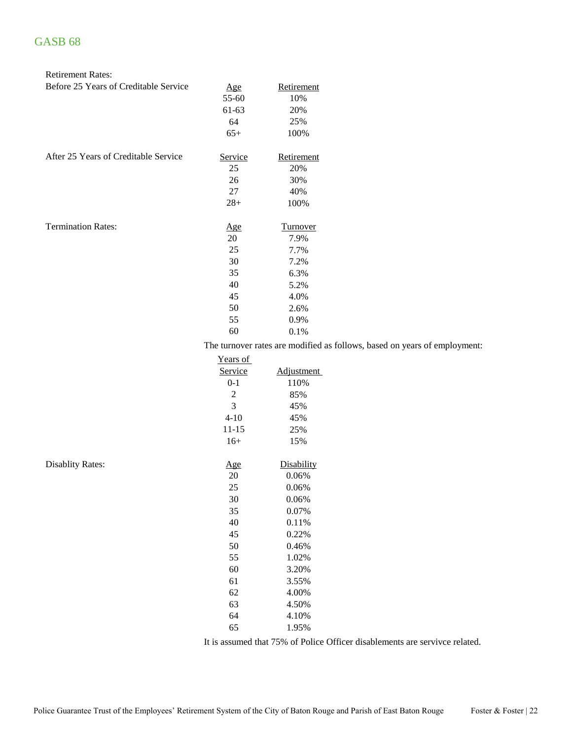## GASB 68

**Retirement Rates:**

Before 25 Years of Creditable Service

| Age | Retirement |
|---|---|
| 55-60 | 10% |
| 61-63 | 20% |
| 64 | 25% |
| 65+ | 100% |

After 25 Years of Creditable Service

| Service | Retirement |
|---|---|
| 25 | 20% |
| 26 | 30% |
| 27 | 40% |
| 28+ | 100% |

**Termination Rates:**

| Age | Turnover |
|---|---|
| 20 | 7.9% |
| 25 | 7.7% |
| 30 | 7.2% |
| 35 | 6.3% |
| 40 | 5.2% |
| 45 | 4.0% |
| 50 | 2.6% |
| 55 | 0.9% |
| 60 | 0.1% |

The turnover rates are modified as follows, based on years of employment:

| Years of Service | Adjustment |
|---|---|
| 0-1 | 110% |
| 2 | 85% |
| 3 | 45% |
| 4-10 | 45% |
| 11-15 | 25% |
| 16+ | 15% |

**Disablity Rates:**

| Age | Disability |
|---|---|
| 20 | 0.06% |
| 25 | 0.06% |
| 30 | 0.06% |
| 35 | 0.07% |
| 40 | 0.11% |
| 45 | 0.22% |
| 50 | 0.46% |
| 55 | 1.02% |
| 60 | 3.20% |
| 61 | 3.55% |
| 62 | 4.00% |
| 63 | 4.50% |
| 64 | 4.10% |
| 65 | 1.95% |

It is assumed that 75% of Police Officer disablements are servivce related.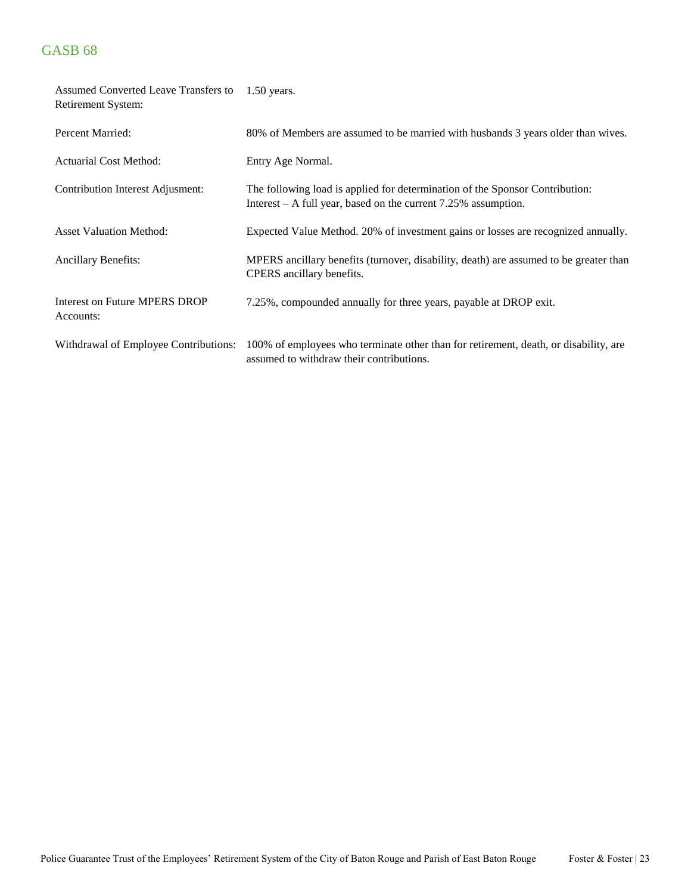## GASB 68

| | |
|---|---|
| Assumed Converted Leave Transfers to Retirement System: | 1.50 years. |
| Percent Married: | 80% of Members are assumed to be married with husbands 3 years older than wives. |
| Actuarial Cost Method: | Entry Age Normal. |
| Contribution Interest Adjusment: | The following load is applied for determination of the Sponsor Contribution: Interest – A full year, based on the current 7.25% assumption. |
| Asset Valuation Method: | Expected Value Method. 20% of investment gains or losses are recognized annually. |
| Ancillary Benefits: | MPERS ancillary benefits (turnover, disability, death) are assumed to be greater than CPERS ancillary benefits. |
| Interest on Future MPERS DROP Accounts: | 7.25%, compounded annually for three years, payable at DROP exit. |
| Withdrawal of Employee Contributions: | 100% of employees who terminate other than for retirement, death, or disability, are assumed to withdraw their contributions. |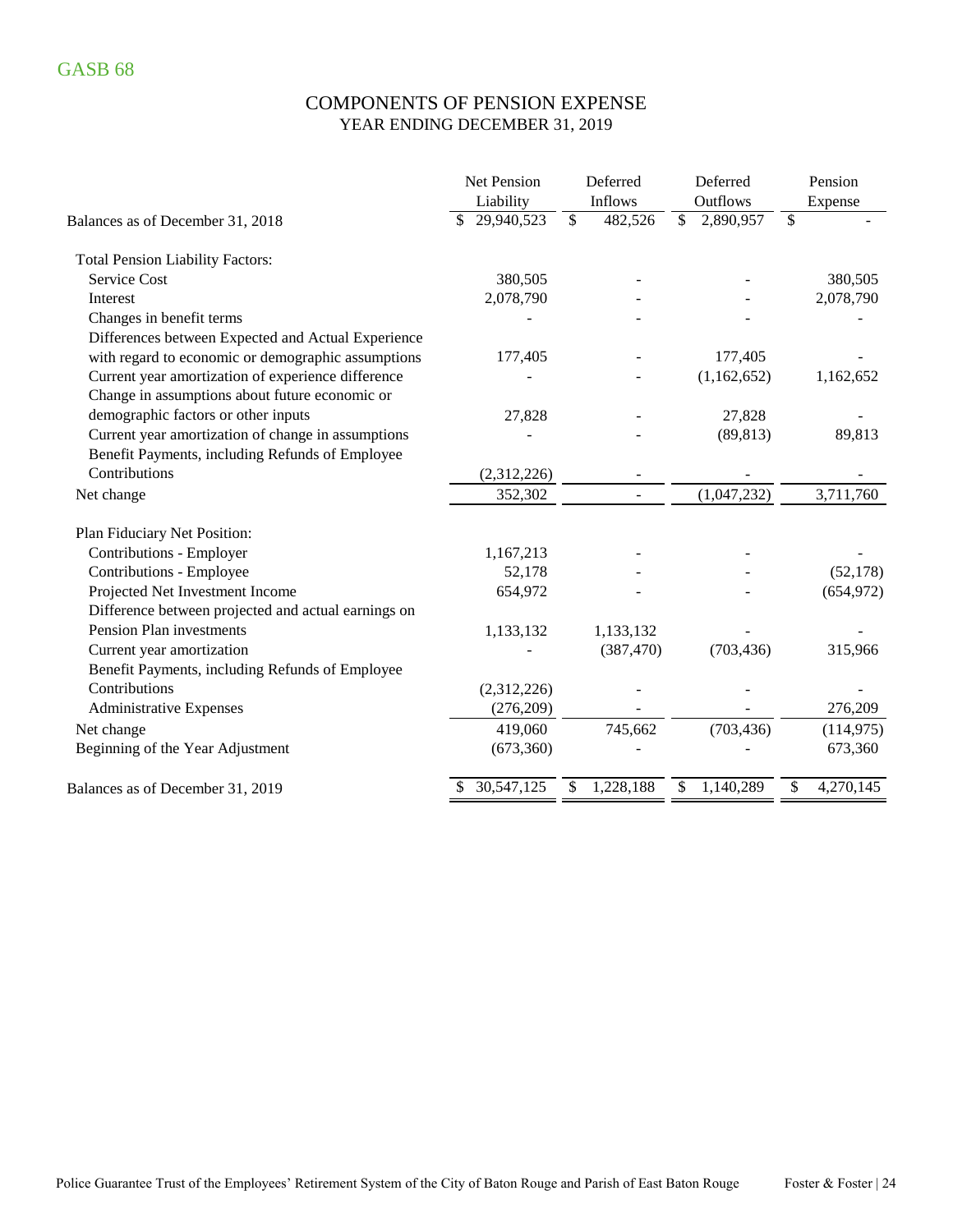GASB 68

## COMPONENTS OF PENSION EXPENSE
### YEAR ENDING DECEMBER 31, 2019

| | Net Pension Liability | Deferred Inflows | Deferred Outflows | Pension Expense |
|---|---|---|---|---|
| Balances as of December 31, 2018 | $ 29,940,523 | $ 482,526 | $ 2,890,957 | $ - |
| **Total Pension Liability Factors:** | | | | |
| Service Cost | 380,505 | - | - | 380,505 |
| Interest | 2,078,790 | - | - | 2,078,790 |
| Changes in benefit terms | - | - | - | - |
| Differences between Expected and Actual Experience with regard to economic or demographic assumptions | 177,405 | - | 177,405 | - |
| Current year amortization of experience difference | - | - | (1,162,652) | 1,162,652 |
| Change in assumptions about future economic or demographic factors or other inputs | 27,828 | - | 27,828 | - |
| Current year amortization of change in assumptions | - | - | (89,813) | 89,813 |
| Benefit Payments, including Refunds of Employee Contributions | (2,312,226) | - | - | - |
| Net change | 352,302 | - | (1,047,232) | 3,711,760 |
| **Plan Fiduciary Net Position:** | | | | |
| Contributions - Employer | 1,167,213 | - | - | - |
| Contributions - Employee | 52,178 | - | - | (52,178) |
| Projected Net Investment Income | 654,972 | - | - | (654,972) |
| Difference between projected and actual earnings on Pension Plan investments | 1,133,132 | 1,133,132 | - | - |
| Current year amortization | - | (387,470) | (703,436) | 315,966 |
| Benefit Payments, including Refunds of Employee Contributions | (2,312,226) | - | - | - |
| Administrative Expenses | (276,209) | - | - | 276,209 |
| Net change | 419,060 | 745,662 | (703,436) | (114,975) |
| Beginning of the Year Adjustment | (673,360) | - | - | 673,360 |
| Balances as of December 31, 2019 | $ 30,547,125 | $ 1,228,188 | $ 1,140,289 | $ 4,270,145 |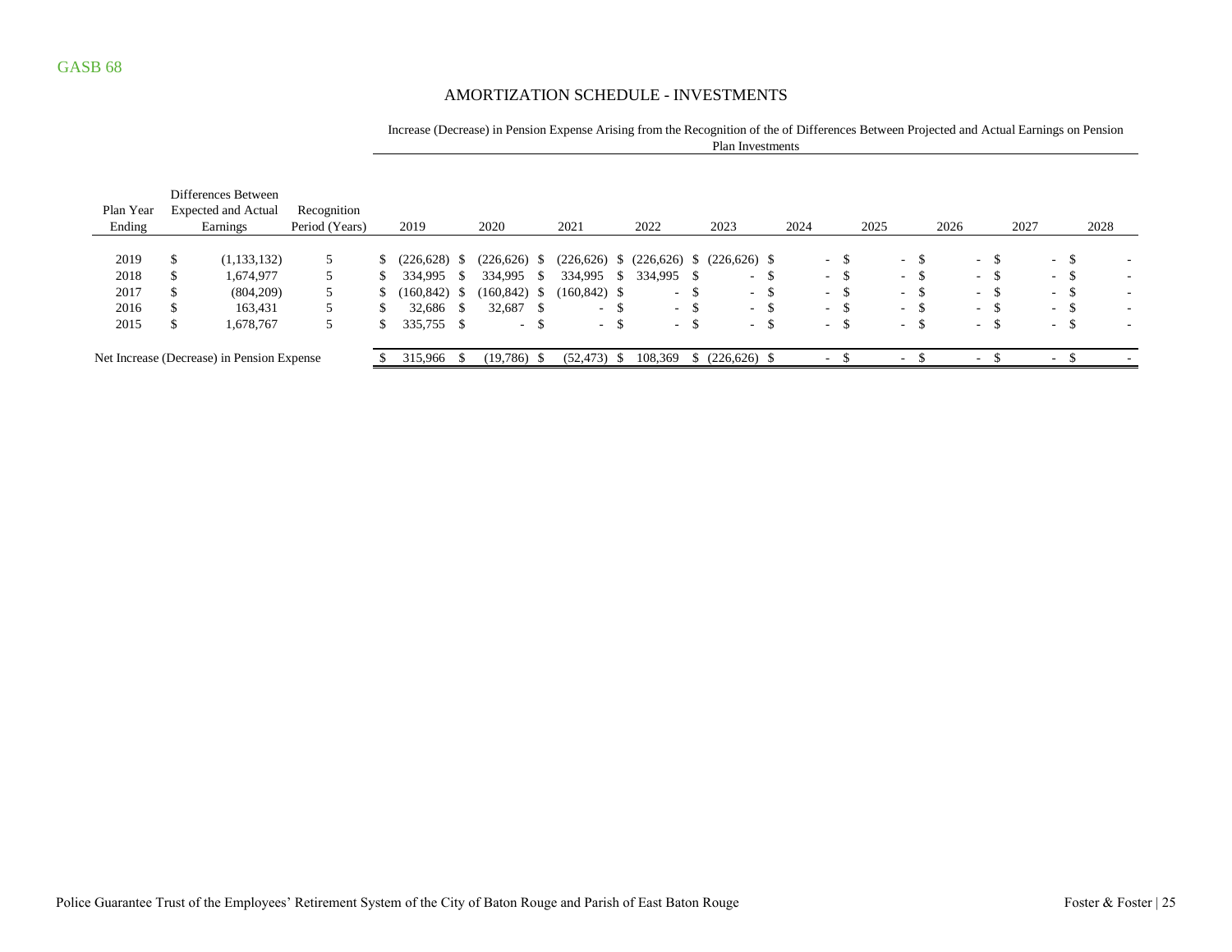GASB 68

## AMORTIZATION SCHEDULE - INVESTMENTS

| Plan Year Ending | Differences Between Expected and Actual Earnings | Recognition Period (Years) | Increase (Decrease) in Pension Expense Arising from the Recognition of the of Differences Between Projected and Actual Earnings on Pension Plan Investments | | | | | | | | | |
|---|---|---|---|---|---|---|---|---|---|---|---|---|
| | | | 2019 | 2020 | 2021 | 2022 | 2023 | 2024 | 2025 | 2026 | 2027 | 2028 |
| 2019 | $ (1,133,132) | 5 | $ (226,628) | $ (226,626) | $ (226,626) | $ (226,626) | $ (226,626) | $ - | $ - | $ - | $ - | $ - |
| 2018 | $ 1,674,977 | 5 | $ 334,995 | $ 334,995 | $ 334,995 | $ 334,995 | $ - | $ - | $ - | $ - | $ - | $ - |
| 2017 | $ (804,209) | 5 | $ (160,842) | $ (160,842) | $ (160,842) | $ - | $ - | $ - | $ - | $ - | $ - | $ - |
| 2016 | $ 163,431 | 5 | $ 32,686 | $ 32,687 | $ - | $ - | $ - | $ - | $ - | $ - | $ - | $ - |
| 2015 | $ 1,678,767 | 5 | $ 335,755 | $ - | $ - | $ - | $ - | $ - | $ - | $ - | $ - | $ - |
| Net Increase (Decrease) in Pension Expense | | | $ 315,966 | $ (19,786) | $ (52,473) | $ 108,369 | $ (226,626) | $ - | $ - | $ - | $ - | $ - |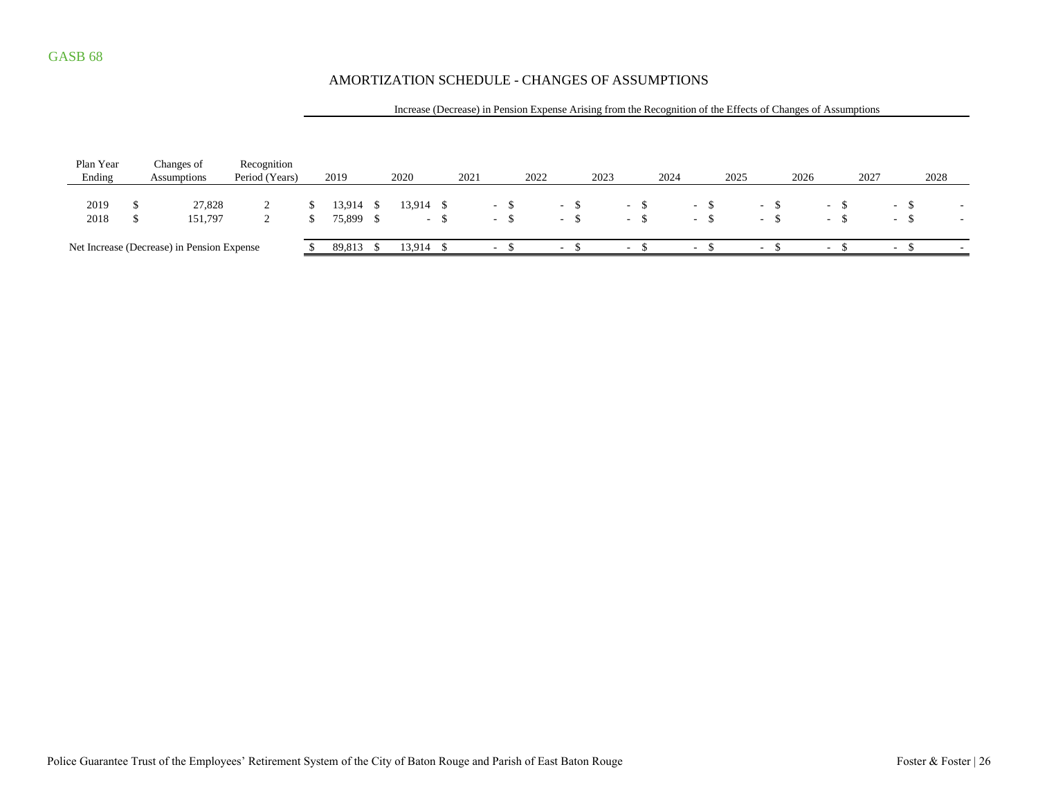GASB 68

## AMORTIZATION SCHEDULE - CHANGES OF ASSUMPTIONS

| | | | Increase (Decrease) in Pension Expense Arising from the Recognition of the Effects of Changes of Assumptions | | | | | | | | | |
|---|---|---|---|---|---|---|---|---|---|---|---|---|
| Plan Year Ending | Changes of Assumptions | Recognition Period (Years) | 2019 | 2020 | 2021 | 2022 | 2023 | 2024 | 2025 | 2026 | 2027 | 2028 |
| 2019 | $ 27,828 | 2 | $ 13,914 | $ 13,914 | $ - | $ - | $ - | $ - | $ - | $ - | $ - | $ - |
| 2018 | $ 151,797 | 2 | $ 75,899 | $ - | $ - | $ - | $ - | $ - | $ - | $ - | $ - | $ - |
| Net Increase (Decrease) in Pension Expense | | | $ 89,813 | $ 13,914 | $ - | $ - | $ - | $ - | $ - | $ - | $ - | $ - |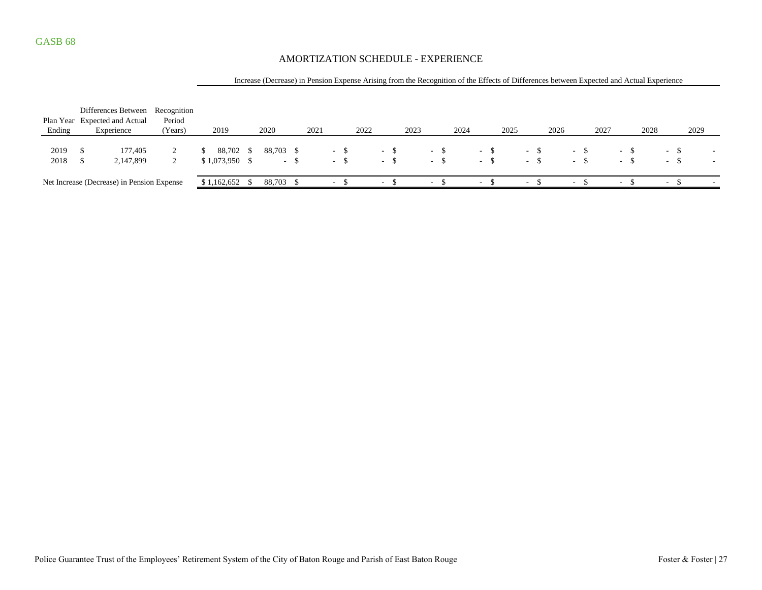GASB 68

## AMORTIZATION SCHEDULE - EXPERIENCE

| Plan Year Ending | Differences Between Expected and Actual Experience | Recognition Period (Years) | 2019 | 2020 | 2021 | 2022 | 2023 | 2024 | 2025 | 2026 | 2027 | 2028 | 2029 |
|---|---|---|---|---|---|---|---|---|---|---|---|---|---|
| | | | Increase (Decrease) in Pension Expense Arising from the Recognition of the Effects of Differences between Expected and Actual Experience | | | | | | | | | | |
| 2019 | $ 177,405 | 2 | $ 88,702 | $ 88,703 | $ - | $ - | $ - | $ - | $ - | $ - | $ - | $ - | $ - |
| 2018 | $ 2,147,899 | 2 | $ 1,073,950 | $ - | $ - | $ - | $ - | $ - | $ - | $ - | $ - | $ - | $ - |
| Net Increase (Decrease) in Pension Expense | | | $ 1,162,652 | $ 88,703 | $ - | $ - | $ - | $ - | $ - | $ - | $ - | $ - | $ - |